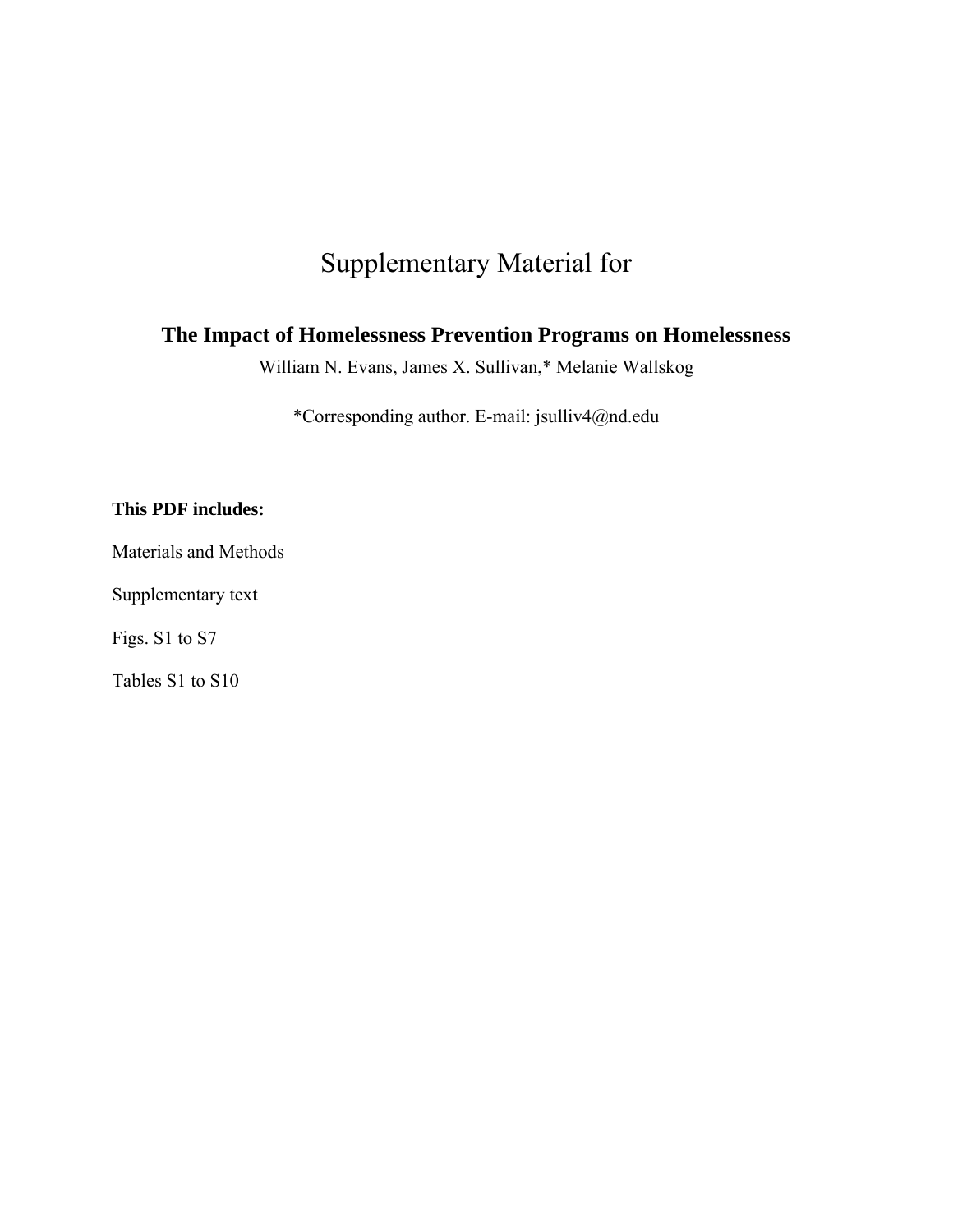# Supplementary Material for

## The Impact of Homelessness Prevention Programs on Homelessness

William N. Evans, James X. Sullivan,* Melanie Wallskog

*Corresponding author. E-mail: jsulliv4@nd.edu

**This PDF includes:**

Materials and Methods

Supplementary text

Figs. S1 to S7

Tables S1 to S10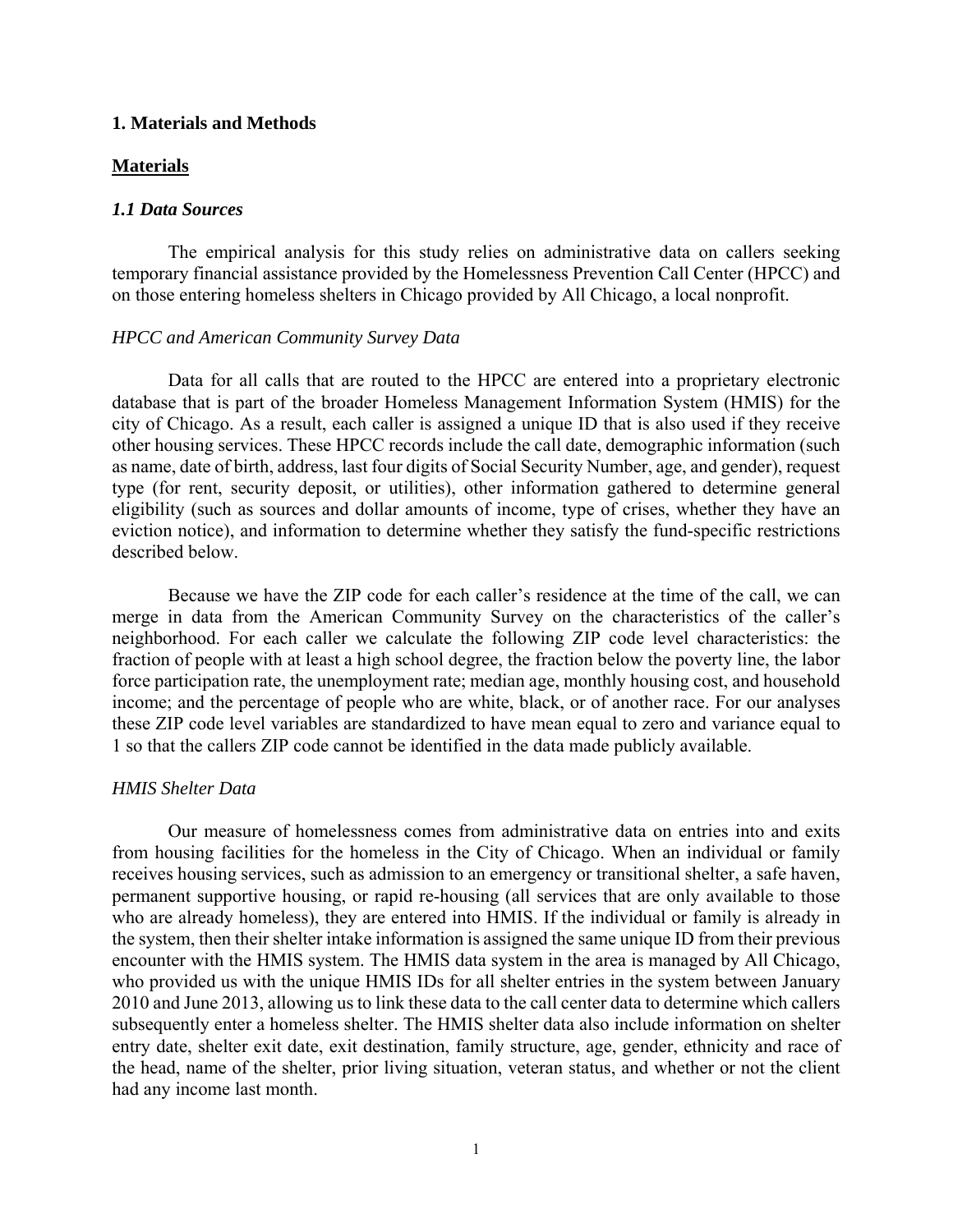# 1. Materials and Methods

## Materials

### *1.1 Data Sources*

The empirical analysis for this study relies on administrative data on callers seeking temporary financial assistance provided by the Homelessness Prevention Call Center (HPCC) and on those entering homeless shelters in Chicago provided by All Chicago, a local nonprofit.

*HPCC and American Community Survey Data*

Data for all calls that are routed to the HPCC are entered into a proprietary electronic database that is part of the broader Homeless Management Information System (HMIS) for the city of Chicago. As a result, each caller is assigned a unique ID that is also used if they receive other housing services. These HPCC records include the call date, demographic information (such as name, date of birth, address, last four digits of Social Security Number, age, and gender), request type (for rent, security deposit, or utilities), other information gathered to determine general eligibility (such as sources and dollar amounts of income, type of crises, whether they have an eviction notice), and information to determine whether they satisfy the fund-specific restrictions described below.

Because we have the ZIP code for each caller's residence at the time of the call, we can merge in data from the American Community Survey on the characteristics of the caller's neighborhood. For each caller we calculate the following ZIP code level characteristics: the fraction of people with at least a high school degree, the fraction below the poverty line, the labor force participation rate, the unemployment rate; median age, monthly housing cost, and household income; and the percentage of people who are white, black, or of another race. For our analyses these ZIP code level variables are standardized to have mean equal to zero and variance equal to 1 so that the callers ZIP code cannot be identified in the data made publicly available.

*HMIS Shelter Data*

Our measure of homelessness comes from administrative data on entries into and exits from housing facilities for the homeless in the City of Chicago. When an individual or family receives housing services, such as admission to an emergency or transitional shelter, a safe haven, permanent supportive housing, or rapid re-housing (all services that are only available to those who are already homeless), they are entered into HMIS. If the individual or family is already in the system, then their shelter intake information is assigned the same unique ID from their previous encounter with the HMIS system. The HMIS data system in the area is managed by All Chicago, who provided us with the unique HMIS IDs for all shelter entries in the system between January 2010 and June 2013, allowing us to link these data to the call center data to determine which callers subsequently enter a homeless shelter. The HMIS shelter data also include information on shelter entry date, shelter exit date, exit destination, family structure, age, gender, ethnicity and race of the head, name of the shelter, prior living situation, veteran status, and whether or not the client had any income last month.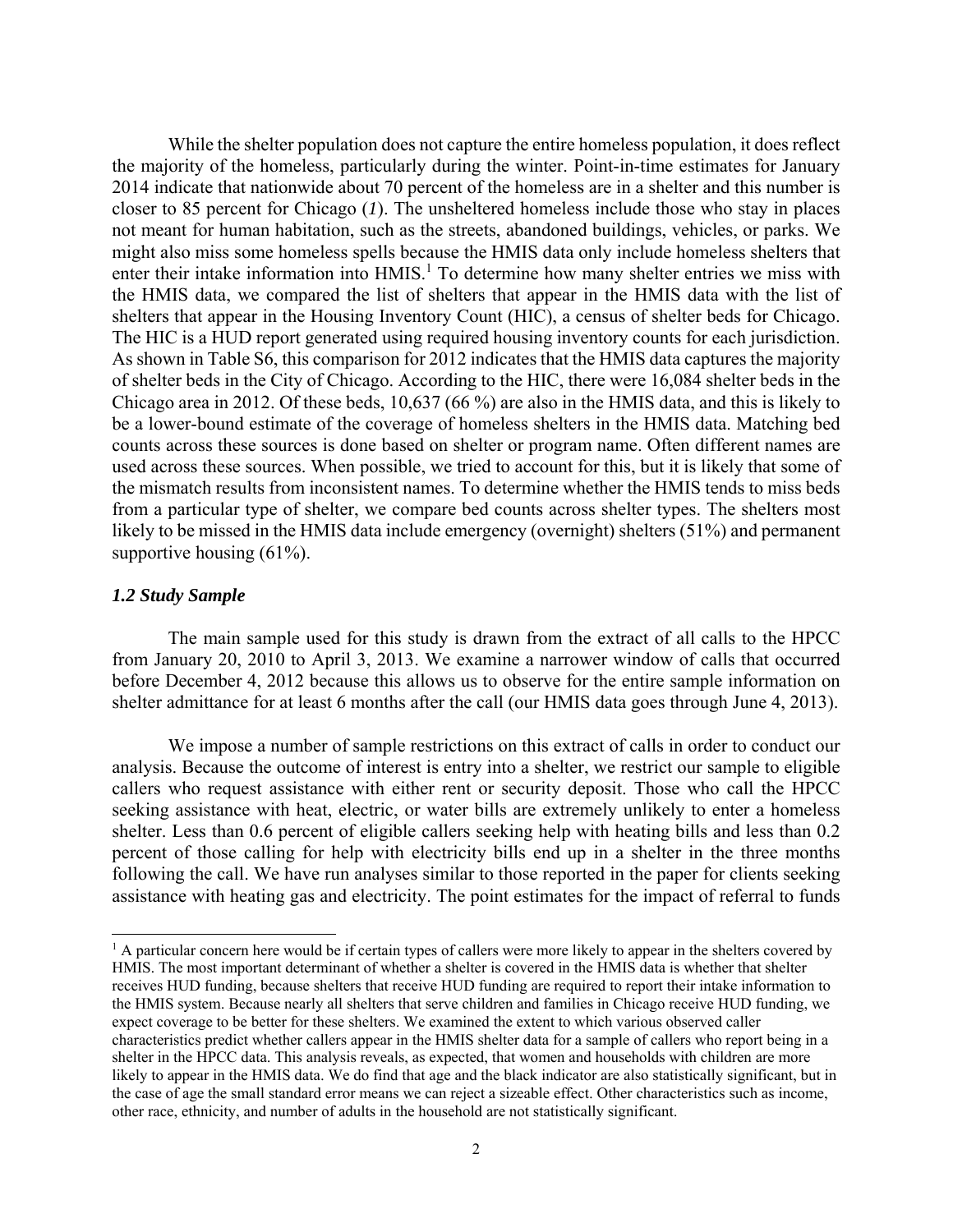While the shelter population does not capture the entire homeless population, it does reflect the majority of the homeless, particularly during the winter. Point-in-time estimates for January 2014 indicate that nationwide about 70 percent of the homeless are in a shelter and this number is closer to 85 percent for Chicago (*1*). The unsheltered homeless include those who stay in places not meant for human habitation, such as the streets, abandoned buildings, vehicles, or parks. We might also miss some homeless spells because the HMIS data only include homeless shelters that enter their intake information into HMIS.[1] To determine how many shelter entries we miss with the HMIS data, we compared the list of shelters that appear in the HMIS data with the list of shelters that appear in the Housing Inventory Count (HIC), a census of shelter beds for Chicago. The HIC is a HUD report generated using required housing inventory counts for each jurisdiction. As shown in Table S6, this comparison for 2012 indicates that the HMIS data captures the majority of shelter beds in the City of Chicago. According to the HIC, there were 16,084 shelter beds in the Chicago area in 2012. Of these beds, 10,637 (66 %) are also in the HMIS data, and this is likely to be a lower-bound estimate of the coverage of homeless shelters in the HMIS data. Matching bed counts across these sources is done based on shelter or program name. Often different names are used across these sources. When possible, we tried to account for this, but it is likely that some of the mismatch results from inconsistent names. To determine whether the HMIS tends to miss beds from a particular type of shelter, we compare bed counts across shelter types. The shelters most likely to be missed in the HMIS data include emergency (overnight) shelters (51%) and permanent supportive housing (61%).

### *1.2 Study Sample*

The main sample used for this study is drawn from the extract of all calls to the HPCC from January 20, 2010 to April 3, 2013. We examine a narrower window of calls that occurred before December 4, 2012 because this allows us to observe for the entire sample information on shelter admittance for at least 6 months after the call (our HMIS data goes through June 4, 2013).

We impose a number of sample restrictions on this extract of calls in order to conduct our analysis. Because the outcome of interest is entry into a shelter, we restrict our sample to eligible callers who request assistance with either rent or security deposit. Those who call the HPCC seeking assistance with heat, electric, or water bills are extremely unlikely to enter a homeless shelter. Less than 0.6 percent of eligible callers seeking help with heating bills and less than 0.2 percent of those calling for help with electricity bills end up in a shelter in the three months following the call. We have run analyses similar to those reported in the paper for clients seeking assistance with heating gas and electricity. The point estimates for the impact of referral to funds

[1] A particular concern here would be if certain types of callers were more likely to appear in the shelters covered by HMIS. The most important determinant of whether a shelter is covered in the HMIS data is whether that shelter receives HUD funding, because shelters that receive HUD funding are required to report their intake information to the HMIS system. Because nearly all shelters that serve children and families in Chicago receive HUD funding, we expect coverage to be better for these shelters. We examined the extent to which various observed caller characteristics predict whether callers appear in the HMIS shelter data for a sample of callers who report being in a shelter in the HPCC data. This analysis reveals, as expected, that women and households with children are more likely to appear in the HMIS data. We do find that age and the black indicator are also statistically significant, but in the case of age the small standard error means we can reject a sizeable effect. Other characteristics such as income, other race, ethnicity, and number of adults in the household are not statistically significant.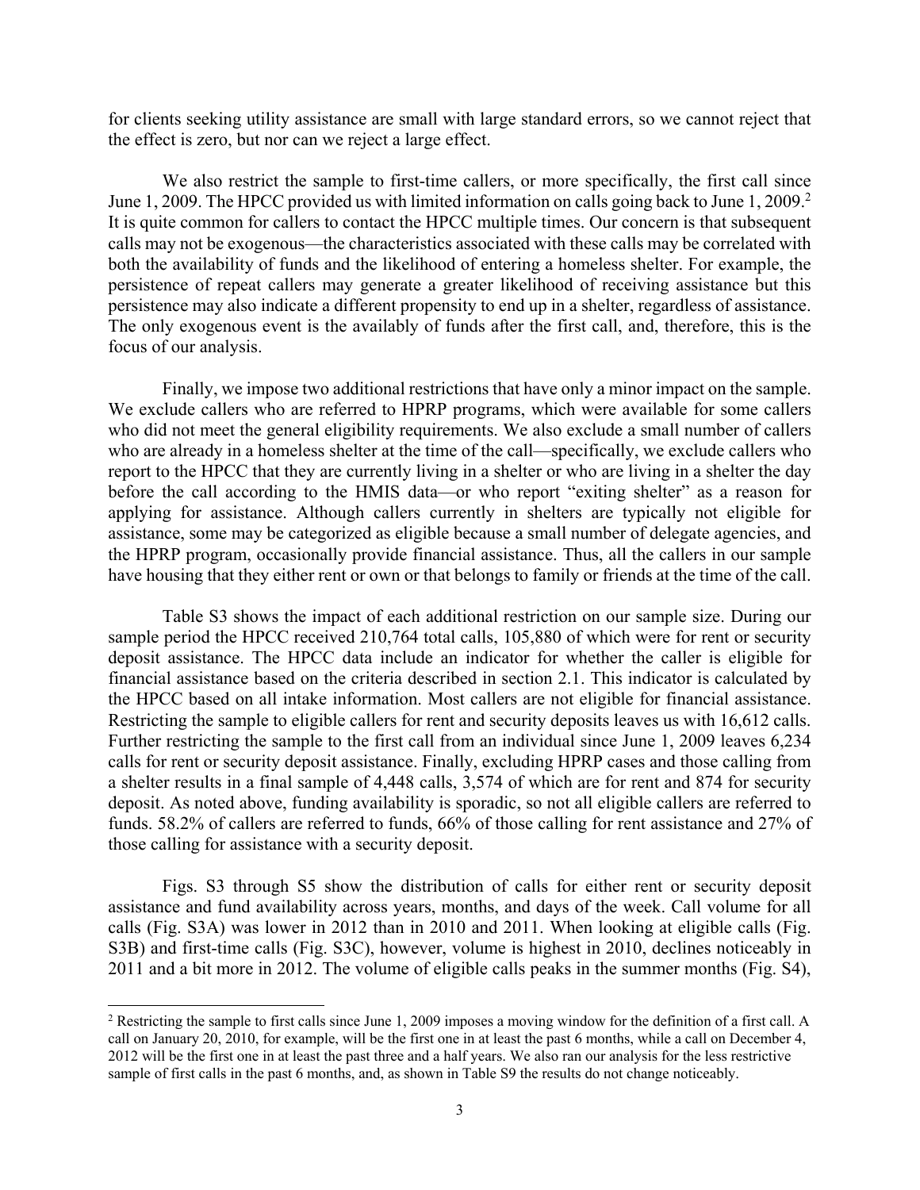for clients seeking utility assistance are small with large standard errors, so we cannot reject that the effect is zero, but nor can we reject a large effect.

We also restrict the sample to first-time callers, or more specifically, the first call since June 1, 2009. The HPCC provided us with limited information on calls going back to June 1, 2009.[2] It is quite common for callers to contact the HPCC multiple times. Our concern is that subsequent calls may not be exogenous—the characteristics associated with these calls may be correlated with both the availability of funds and the likelihood of entering a homeless shelter. For example, the persistence of repeat callers may generate a greater likelihood of receiving assistance but this persistence may also indicate a different propensity to end up in a shelter, regardless of assistance. The only exogenous event is the availably of funds after the first call, and, therefore, this is the focus of our analysis.

Finally, we impose two additional restrictions that have only a minor impact on the sample. We exclude callers who are referred to HPRP programs, which were available for some callers who did not meet the general eligibility requirements. We also exclude a small number of callers who are already in a homeless shelter at the time of the call—specifically, we exclude callers who report to the HPCC that they are currently living in a shelter or who are living in a shelter the day before the call according to the HMIS data—or who report "exiting shelter" as a reason for applying for assistance. Although callers currently in shelters are typically not eligible for assistance, some may be categorized as eligible because a small number of delegate agencies, and the HPRP program, occasionally provide financial assistance. Thus, all the callers in our sample have housing that they either rent or own or that belongs to family or friends at the time of the call.

Table S3 shows the impact of each additional restriction on our sample size. During our sample period the HPCC received 210,764 total calls, 105,880 of which were for rent or security deposit assistance. The HPCC data include an indicator for whether the caller is eligible for financial assistance based on the criteria described in section 2.1. This indicator is calculated by the HPCC based on all intake information. Most callers are not eligible for financial assistance. Restricting the sample to eligible callers for rent and security deposits leaves us with 16,612 calls. Further restricting the sample to the first call from an individual since June 1, 2009 leaves 6,234 calls for rent or security deposit assistance. Finally, excluding HPRP cases and those calling from a shelter results in a final sample of 4,448 calls, 3,574 of which are for rent and 874 for security deposit. As noted above, funding availability is sporadic, so not all eligible callers are referred to funds. 58.2% of callers are referred to funds, 66% of those calling for rent assistance and 27% of those calling for assistance with a security deposit.

Figs. S3 through S5 show the distribution of calls for either rent or security deposit assistance and fund availability across years, months, and days of the week. Call volume for all calls (Fig. S3A) was lower in 2012 than in 2010 and 2011. When looking at eligible calls (Fig. S3B) and first-time calls (Fig. S3C), however, volume is highest in 2010, declines noticeably in 2011 and a bit more in 2012. The volume of eligible calls peaks in the summer months (Fig. S4),

[2] Restricting the sample to first calls since June 1, 2009 imposes a moving window for the definition of a first call. A call on January 20, 2010, for example, will be the first one in at least the past 6 months, while a call on December 4, 2012 will be the first one in at least the past three and a half years. We also ran our analysis for the less restrictive sample of first calls in the past 6 months, and, as shown in Table S9 the results do not change noticeably.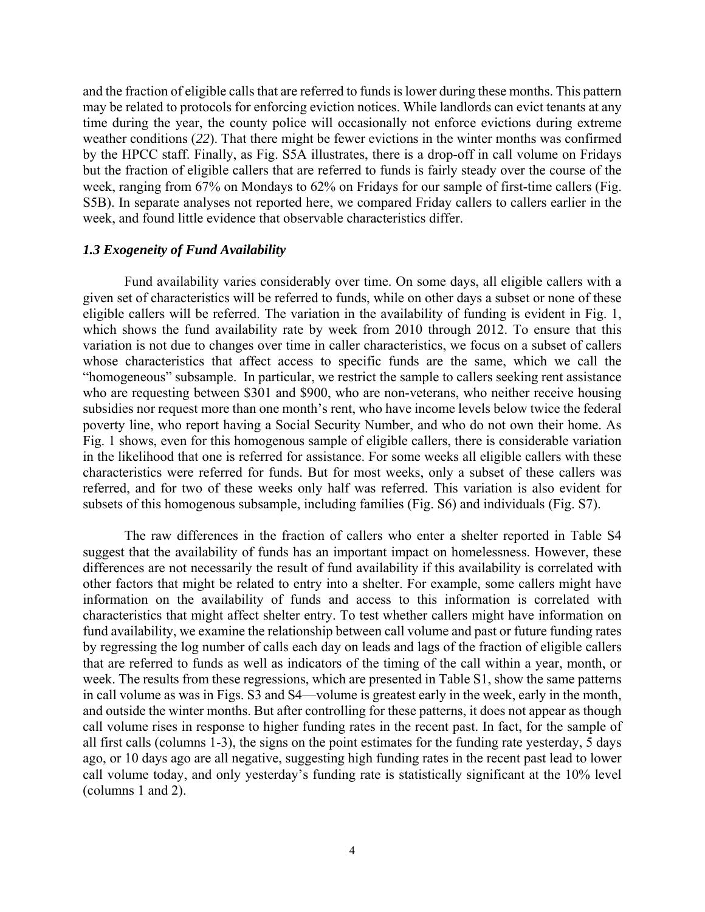and the fraction of eligible calls that are referred to funds is lower during these months. This pattern may be related to protocols for enforcing eviction notices. While landlords can evict tenants at any time during the year, the county police will occasionally not enforce evictions during extreme weather conditions (*22*). That there might be fewer evictions in the winter months was confirmed by the HPCC staff. Finally, as Fig. S5A illustrates, there is a drop-off in call volume on Fridays but the fraction of eligible callers that are referred to funds is fairly steady over the course of the week, ranging from 67% on Mondays to 62% on Fridays for our sample of first-time callers (Fig. S5B). In separate analyses not reported here, we compared Friday callers to callers earlier in the week, and found little evidence that observable characteristics differ.

### *1.3 Exogeneity of Fund Availability*

Fund availability varies considerably over time. On some days, all eligible callers with a given set of characteristics will be referred to funds, while on other days a subset or none of these eligible callers will be referred. The variation in the availability of funding is evident in Fig. 1, which shows the fund availability rate by week from 2010 through 2012. To ensure that this variation is not due to changes over time in caller characteristics, we focus on a subset of callers whose characteristics that affect access to specific funds are the same, which we call the "homogeneous" subsample. In particular, we restrict the sample to callers seeking rent assistance who are requesting between \$301 and \$900, who are non-veterans, who neither receive housing subsidies nor request more than one month's rent, who have income levels below twice the federal poverty line, who report having a Social Security Number, and who do not own their home. As Fig. 1 shows, even for this homogenous sample of eligible callers, there is considerable variation in the likelihood that one is referred for assistance. For some weeks all eligible callers with these characteristics were referred for funds. But for most weeks, only a subset of these callers was referred, and for two of these weeks only half was referred. This variation is also evident for subsets of this homogenous subsample, including families (Fig. S6) and individuals (Fig. S7).

The raw differences in the fraction of callers who enter a shelter reported in Table S4 suggest that the availability of funds has an important impact on homelessness. However, these differences are not necessarily the result of fund availability if this availability is correlated with other factors that might be related to entry into a shelter. For example, some callers might have information on the availability of funds and access to this information is correlated with characteristics that might affect shelter entry. To test whether callers might have information on fund availability, we examine the relationship between call volume and past or future funding rates by regressing the log number of calls each day on leads and lags of the fraction of eligible callers that are referred to funds as well as indicators of the timing of the call within a year, month, or week. The results from these regressions, which are presented in Table S1, show the same patterns in call volume as was in Figs. S3 and S4—volume is greatest early in the week, early in the month, and outside the winter months. But after controlling for these patterns, it does not appear as though call volume rises in response to higher funding rates in the recent past. In fact, for the sample of all first calls (columns 1-3), the signs on the point estimates for the funding rate yesterday, 5 days ago, or 10 days ago are all negative, suggesting high funding rates in the recent past lead to lower call volume today, and only yesterday's funding rate is statistically significant at the 10% level (columns 1 and 2).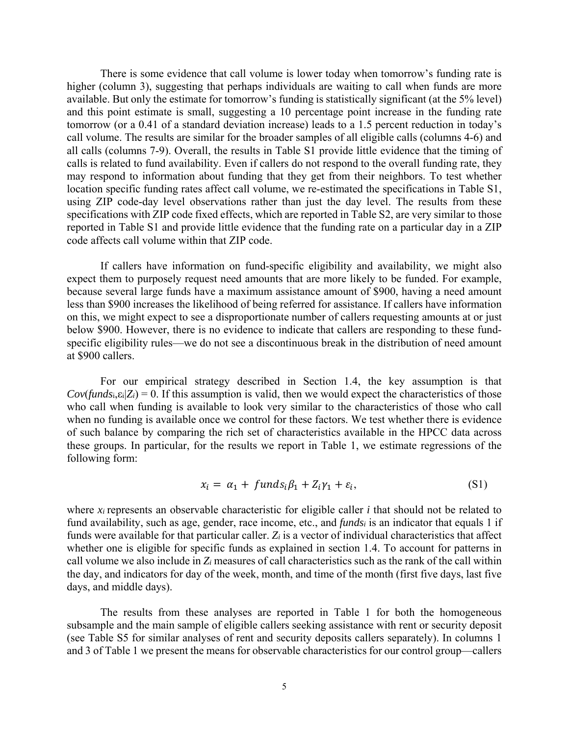There is some evidence that call volume is lower today when tomorrow's funding rate is higher (column 3), suggesting that perhaps individuals are waiting to call when funds are more available. But only the estimate for tomorrow's funding is statistically significant (at the 5% level) and this point estimate is small, suggesting a 10 percentage point increase in the funding rate tomorrow (or a 0.41 of a standard deviation increase) leads to a 1.5 percent reduction in today's call volume. The results are similar for the broader samples of all eligible calls (columns 4-6) and all calls (columns 7-9). Overall, the results in Table S1 provide little evidence that the timing of calls is related to fund availability. Even if callers do not respond to the overall funding rate, they may respond to information about funding that they get from their neighbors. To test whether location specific funding rates affect call volume, we re-estimated the specifications in Table S1, using ZIP code-day level observations rather than just the day level. The results from these specifications with ZIP code fixed effects, which are reported in Table S2, are very similar to those reported in Table S1 and provide little evidence that the funding rate on a particular day in a ZIP code affects call volume within that ZIP code.

If callers have information on fund-specific eligibility and availability, we might also expect them to purposely request need amounts that are more likely to be funded. For example, because several large funds have a maximum assistance amount of \$900, having a need amount less than \$900 increases the likelihood of being referred for assistance. If callers have information on this, we might expect to see a disproportionate number of callers requesting amounts at or just below \$900. However, there is no evidence to indicate that callers are responding to these fund-specific eligibility rules—we do not see a discontinuous break in the distribution of need amount at \$900 callers.

For our empirical strategy described in Section 1.4, the key assumption is that $Cov(funds_i, \varepsilon_i | Z_i) = 0$. If this assumption is valid, then we would expect the characteristics of those who call when funding is available to look very similar to the characteristics of those who call when no funding is available once we control for these factors. We test whether there is evidence of such balance by comparing the rich set of characteristics available in the HPCC data across these groups. In particular, for the results we report in Table 1, we estimate regressions of the following form:

$$x_i = \alpha_1 + funds_i \beta_1 + Z_i \gamma_1 + \varepsilon_i, \tag{S1}$$

where $x_i$ represents an observable characteristic for eligible caller $i$ that should not be related to fund availability, such as age, gender, race income, etc., and $funds_i$ is an indicator that equals 1 if funds were available for that particular caller. $Z_i$ is a vector of individual characteristics that affect whether one is eligible for specific funds as explained in section 1.4. To account for patterns in call volume we also include in $Z_i$ measures of call characteristics such as the rank of the call within the day, and indicators for day of the week, month, and time of the month (first five days, last five days, and middle days).

The results from these analyses are reported in Table 1 for both the homogeneous subsample and the main sample of eligible callers seeking assistance with rent or security deposit (see Table S5 for similar analyses of rent and security deposits callers separately). In columns 1 and 3 of Table 1 we present the means for observable characteristics for our control group—callers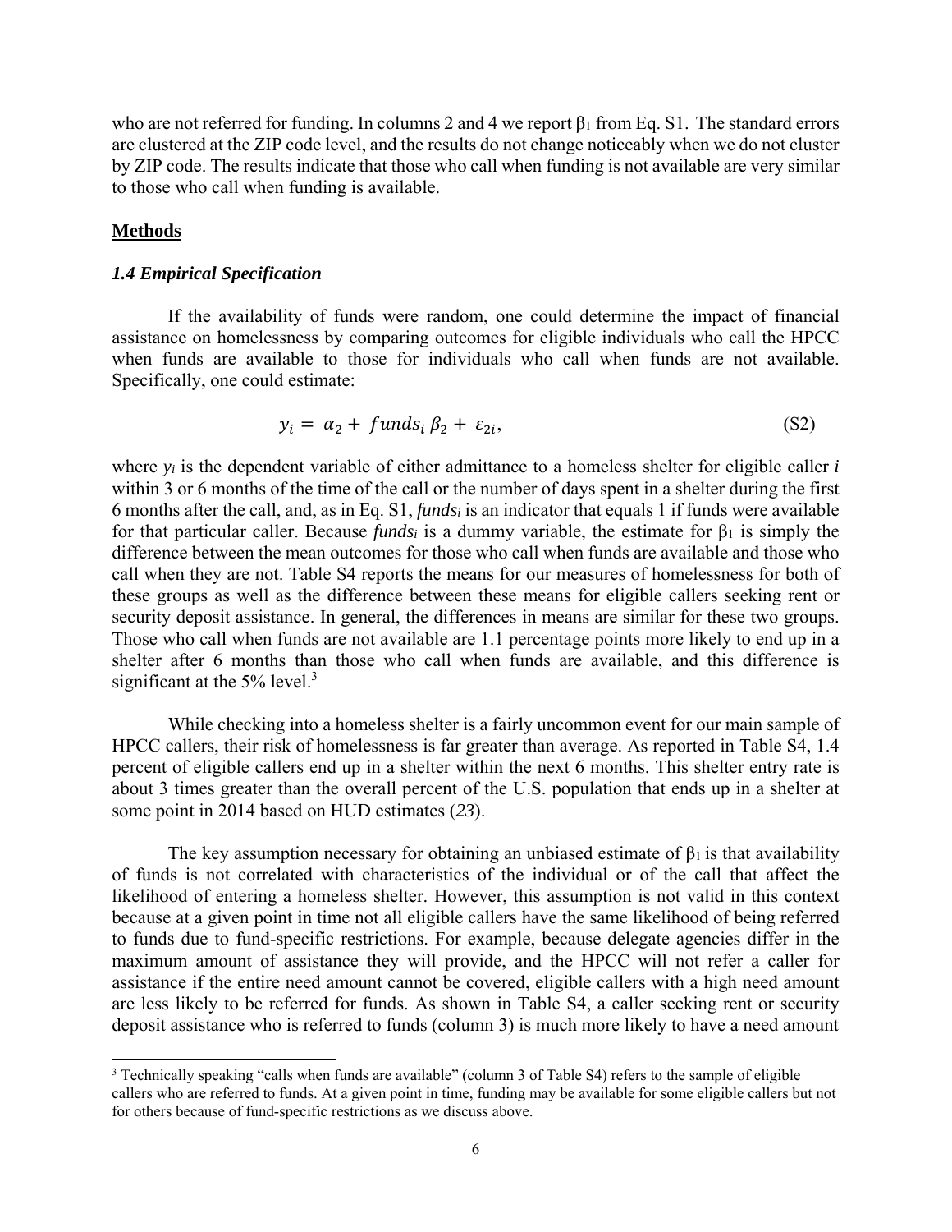who are not referred for funding. In columns 2 and 4 we report $\beta_1$ from Eq. S1. The standard errors are clustered at the ZIP code level, and the results do not change noticeably when we do not cluster by ZIP code. The results indicate that those who call when funding is not available are very similar to those who call when funding is available.

## Methods

### *1.4 Empirical Specification*

If the availability of funds were random, one could determine the impact of financial assistance on homelessness by comparing outcomes for eligible individuals who call the HPCC when funds are available to those for individuals who call when funds are not available. Specifically, one could estimate:

$$y_i = \alpha_2 + funds_i\,\beta_2 + \varepsilon_{2i}, \tag{S2}$$

where $y_i$ is the dependent variable of either admittance to a homeless shelter for eligible caller $i$ within 3 or 6 months of the time of the call or the number of days spent in a shelter during the first 6 months after the call, and, as in Eq. S1, $funds_i$ is an indicator that equals 1 if funds were available for that particular caller. Because $funds_i$ is a dummy variable, the estimate for $\beta_1$ is simply the difference between the mean outcomes for those who call when funds are available and those who call when they are not. Table S4 reports the means for our measures of homelessness for both of these groups as well as the difference between these means for eligible callers seeking rent or security deposit assistance. In general, the differences in means are similar for these two groups. Those who call when funds are not available are 1.1 percentage points more likely to end up in a shelter after 6 months than those who call when funds are available, and this difference is significant at the 5% level.[3]

While checking into a homeless shelter is a fairly uncommon event for our main sample of HPCC callers, their risk of homelessness is far greater than average. As reported in Table S4, 1.4 percent of eligible callers end up in a shelter within the next 6 months. This shelter entry rate is about 3 times greater than the overall percent of the U.S. population that ends up in a shelter at some point in 2014 based on HUD estimates (*23*).

The key assumption necessary for obtaining an unbiased estimate of $\beta_1$ is that availability of funds is not correlated with characteristics of the individual or of the call that affect the likelihood of entering a homeless shelter. However, this assumption is not valid in this context because at a given point in time not all eligible callers have the same likelihood of being referred to funds due to fund-specific restrictions. For example, because delegate agencies differ in the maximum amount of assistance they will provide, and the HPCC will not refer a caller for assistance if the entire need amount cannot be covered, eligible callers with a high need amount are less likely to be referred for funds. As shown in Table S4, a caller seeking rent or security deposit assistance who is referred to funds (column 3) is much more likely to have a need amount

[3] Technically speaking "calls when funds are available" (column 3 of Table S4) refers to the sample of eligible callers who are referred to funds. At a given point in time, funding may be available for some eligible callers but not for others because of fund-specific restrictions as we discuss above.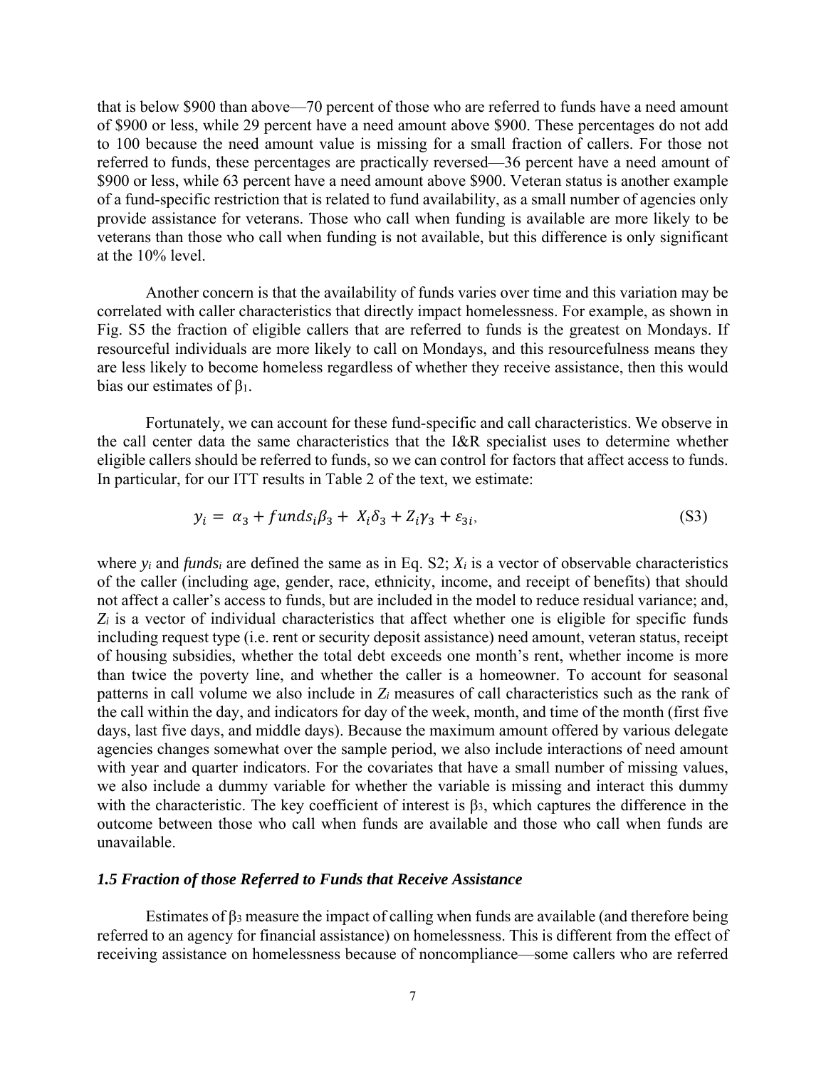that is below \$900 than above—70 percent of those who are referred to funds have a need amount of \$900 or less, while 29 percent have a need amount above \$900. These percentages do not add to 100 because the need amount value is missing for a small fraction of callers. For those not referred to funds, these percentages are practically reversed—36 percent have a need amount of \$900 or less, while 63 percent have a need amount above \$900. Veteran status is another example of a fund-specific restriction that is related to fund availability, as a small number of agencies only provide assistance for veterans. Those who call when funding is available are more likely to be veterans than those who call when funding is not available, but this difference is only significant at the 10% level.

Another concern is that the availability of funds varies over time and this variation may be correlated with caller characteristics that directly impact homelessness. For example, as shown in Fig. S5 the fraction of eligible callers that are referred to funds is the greatest on Mondays. If resourceful individuals are more likely to call on Mondays, and this resourcefulness means they are less likely to become homeless regardless of whether they receive assistance, then this would bias our estimates of $\beta_1$.

Fortunately, we can account for these fund-specific and call characteristics. We observe in the call center data the same characteristics that the I&R specialist uses to determine whether eligible callers should be referred to funds, so we can control for factors that affect access to funds. In particular, for our ITT results in Table 2 of the text, we estimate:

$$y_i = \alpha_3 + funds_i\beta_3 + X_i\delta_3 + Z_i\gamma_3 + \varepsilon_{3i}, \tag{S3}$$

where $y_i$ and $funds_i$ are defined the same as in Eq. S2; $X_i$ is a vector of observable characteristics of the caller (including age, gender, race, ethnicity, income, and receipt of benefits) that should not affect a caller's access to funds, but are included in the model to reduce residual variance; and, $Z_i$ is a vector of individual characteristics that affect whether one is eligible for specific funds including request type (i.e. rent or security deposit assistance) need amount, veteran status, receipt of housing subsidies, whether the total debt exceeds one month's rent, whether income is more than twice the poverty line, and whether the caller is a homeowner. To account for seasonal patterns in call volume we also include in $Z_i$ measures of call characteristics such as the rank of the call within the day, and indicators for day of the week, month, and time of the month (first five days, last five days, and middle days). Because the maximum amount offered by various delegate agencies changes somewhat over the sample period, we also include interactions of need amount with year and quarter indicators. For the covariates that have a small number of missing values, we also include a dummy variable for whether the variable is missing and interact this dummy with the characteristic. The key coefficient of interest is $\beta_3$, which captures the difference in the outcome between those who call when funds are available and those who call when funds are unavailable.

### *1.5 Fraction of those Referred to Funds that Receive Assistance*

Estimates of $\beta_3$ measure the impact of calling when funds are available (and therefore being referred to an agency for financial assistance) on homelessness. This is different from the effect of receiving assistance on homelessness because of noncompliance—some callers who are referred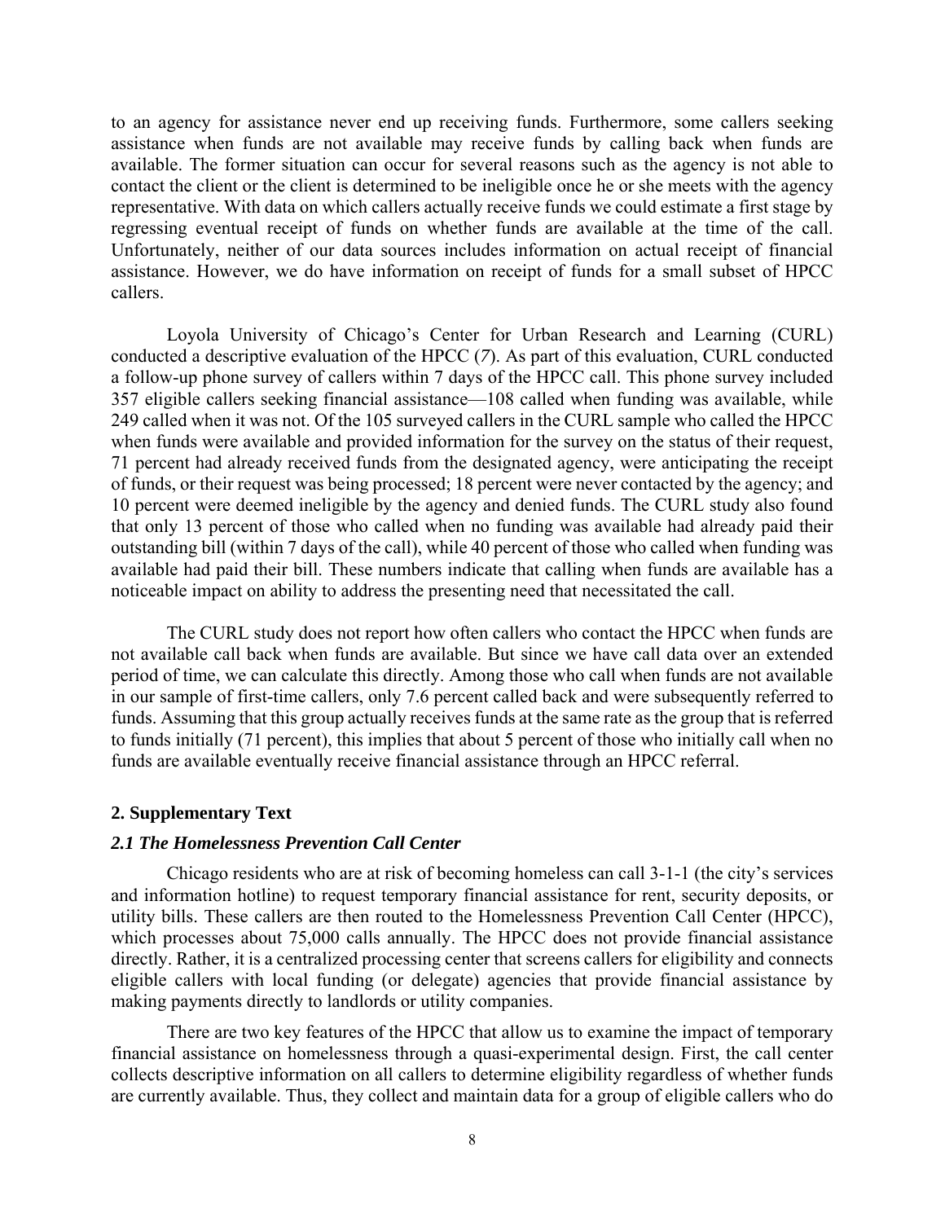to an agency for assistance never end up receiving funds. Furthermore, some callers seeking assistance when funds are not available may receive funds by calling back when funds are available. The former situation can occur for several reasons such as the agency is not able to contact the client or the client is determined to be ineligible once he or she meets with the agency representative. With data on which callers actually receive funds we could estimate a first stage by regressing eventual receipt of funds on whether funds are available at the time of the call. Unfortunately, neither of our data sources includes information on actual receipt of financial assistance. However, we do have information on receipt of funds for a small subset of HPCC callers.

Loyola University of Chicago's Center for Urban Research and Learning (CURL) conducted a descriptive evaluation of the HPCC (*7*). As part of this evaluation, CURL conducted a follow-up phone survey of callers within 7 days of the HPCC call. This phone survey included 357 eligible callers seeking financial assistance—108 called when funding was available, while 249 called when it was not. Of the 105 surveyed callers in the CURL sample who called the HPCC when funds were available and provided information for the survey on the status of their request, 71 percent had already received funds from the designated agency, were anticipating the receipt of funds, or their request was being processed; 18 percent were never contacted by the agency; and 10 percent were deemed ineligible by the agency and denied funds. The CURL study also found that only 13 percent of those who called when no funding was available had already paid their outstanding bill (within 7 days of the call), while 40 percent of those who called when funding was available had paid their bill. These numbers indicate that calling when funds are available has a noticeable impact on ability to address the presenting need that necessitated the call.

The CURL study does not report how often callers who contact the HPCC when funds are not available call back when funds are available. But since we have call data over an extended period of time, we can calculate this directly. Among those who call when funds are not available in our sample of first-time callers, only 7.6 percent called back and were subsequently referred to funds. Assuming that this group actually receives funds at the same rate as the group that is referred to funds initially (71 percent), this implies that about 5 percent of those who initially call when no funds are available eventually receive financial assistance through an HPCC referral.

## 2. Supplementary Text

### *2.1 The Homelessness Prevention Call Center*

Chicago residents who are at risk of becoming homeless can call 3-1-1 (the city's services and information hotline) to request temporary financial assistance for rent, security deposits, or utility bills. These callers are then routed to the Homelessness Prevention Call Center (HPCC), which processes about 75,000 calls annually. The HPCC does not provide financial assistance directly. Rather, it is a centralized processing center that screens callers for eligibility and connects eligible callers with local funding (or delegate) agencies that provide financial assistance by making payments directly to landlords or utility companies.

There are two key features of the HPCC that allow us to examine the impact of temporary financial assistance on homelessness through a quasi-experimental design. First, the call center collects descriptive information on all callers to determine eligibility regardless of whether funds are currently available. Thus, they collect and maintain data for a group of eligible callers who do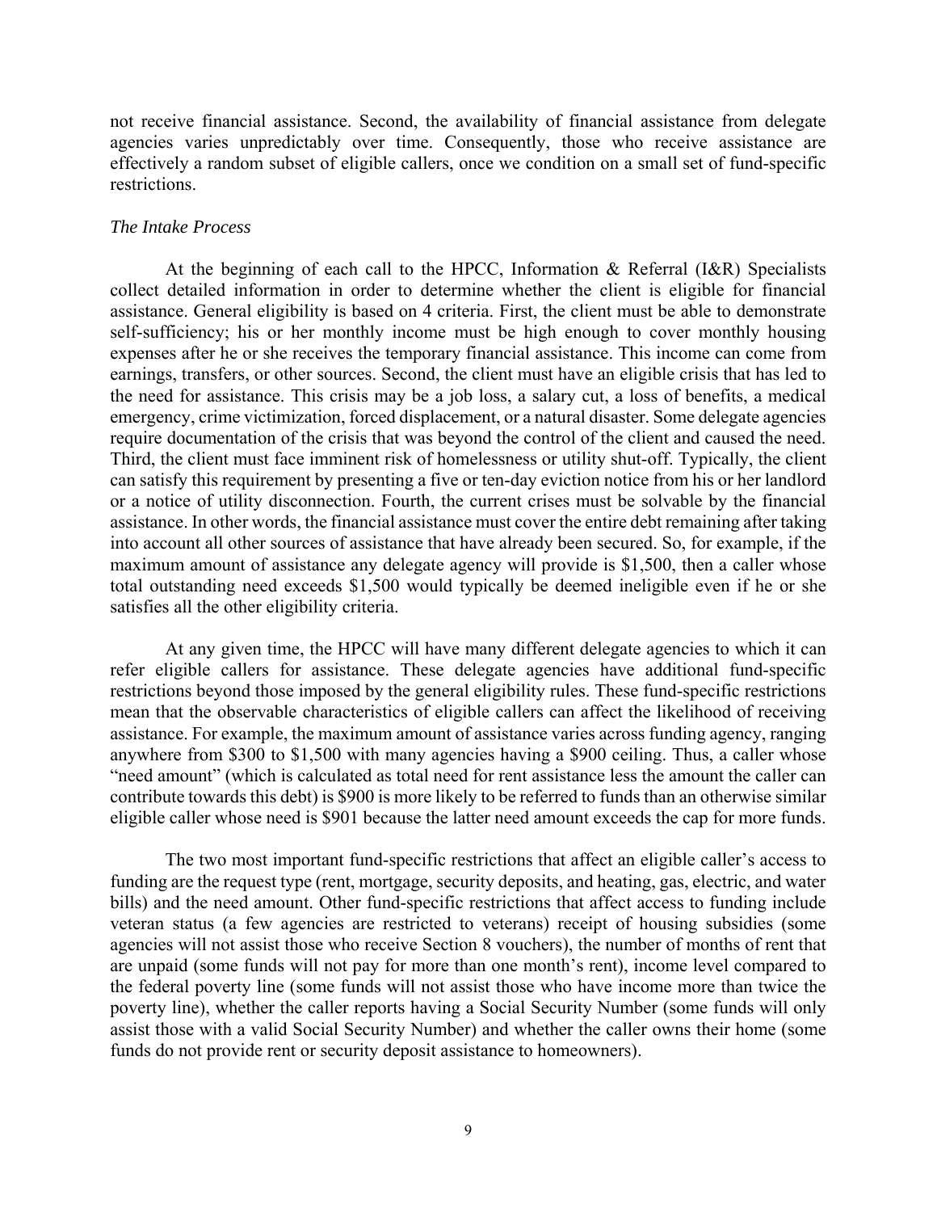not receive financial assistance. Second, the availability of financial assistance from delegate agencies varies unpredictably over time. Consequently, those who receive assistance are effectively a random subset of eligible callers, once we condition on a small set of fund-specific restrictions.

### *The Intake Process*

At the beginning of each call to the HPCC, Information & Referral (I&R) Specialists collect detailed information in order to determine whether the client is eligible for financial assistance. General eligibility is based on 4 criteria. First, the client must be able to demonstrate self-sufficiency; his or her monthly income must be high enough to cover monthly housing expenses after he or she receives the temporary financial assistance. This income can come from earnings, transfers, or other sources. Second, the client must have an eligible crisis that has led to the need for assistance. This crisis may be a job loss, a salary cut, a loss of benefits, a medical emergency, crime victimization, forced displacement, or a natural disaster. Some delegate agencies require documentation of the crisis that was beyond the control of the client and caused the need. Third, the client must face imminent risk of homelessness or utility shut-off. Typically, the client can satisfy this requirement by presenting a five or ten-day eviction notice from his or her landlord or a notice of utility disconnection. Fourth, the current crises must be solvable by the financial assistance. In other words, the financial assistance must cover the entire debt remaining after taking into account all other sources of assistance that have already been secured. So, for example, if the maximum amount of assistance any delegate agency will provide is $1,500, then a caller whose total outstanding need exceeds $1,500 would typically be deemed ineligible even if he or she satisfies all the other eligibility criteria.

At any given time, the HPCC will have many different delegate agencies to which it can refer eligible callers for assistance. These delegate agencies have additional fund-specific restrictions beyond those imposed by the general eligibility rules. These fund-specific restrictions mean that the observable characteristics of eligible callers can affect the likelihood of receiving assistance. For example, the maximum amount of assistance varies across funding agency, ranging anywhere from $300 to $1,500 with many agencies having a $900 ceiling. Thus, a caller whose "need amount" (which is calculated as total need for rent assistance less the amount the caller can contribute towards this debt) is $900 is more likely to be referred to funds than an otherwise similar eligible caller whose need is $901 because the latter need amount exceeds the cap for more funds.

The two most important fund-specific restrictions that affect an eligible caller's access to funding are the request type (rent, mortgage, security deposits, and heating, gas, electric, and water bills) and the need amount. Other fund-specific restrictions that affect access to funding include veteran status (a few agencies are restricted to veterans) receipt of housing subsidies (some agencies will not assist those who receive Section 8 vouchers), the number of months of rent that are unpaid (some funds will not pay for more than one month's rent), income level compared to the federal poverty line (some funds will not assist those who have income more than twice the poverty line), whether the caller reports having a Social Security Number (some funds will only assist those with a valid Social Security Number) and whether the caller owns their home (some funds do not provide rent or security deposit assistance to homeowners).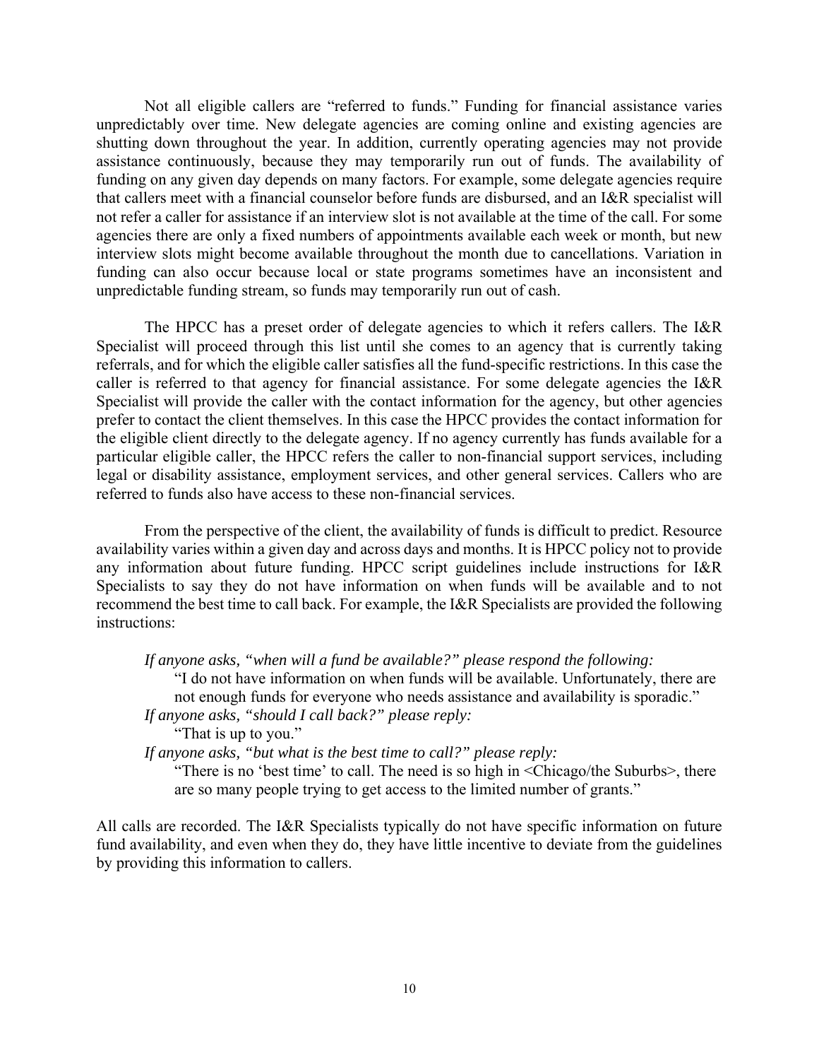Not all eligible callers are "referred to funds." Funding for financial assistance varies unpredictably over time. New delegate agencies are coming online and existing agencies are shutting down throughout the year. In addition, currently operating agencies may not provide assistance continuously, because they may temporarily run out of funds. The availability of funding on any given day depends on many factors. For example, some delegate agencies require that callers meet with a financial counselor before funds are disbursed, and an I&R specialist will not refer a caller for assistance if an interview slot is not available at the time of the call. For some agencies there are only a fixed numbers of appointments available each week or month, but new interview slots might become available throughout the month due to cancellations. Variation in funding can also occur because local or state programs sometimes have an inconsistent and unpredictable funding stream, so funds may temporarily run out of cash.

The HPCC has a preset order of delegate agencies to which it refers callers. The I&R Specialist will proceed through this list until she comes to an agency that is currently taking referrals, and for which the eligible caller satisfies all the fund-specific restrictions. In this case the caller is referred to that agency for financial assistance. For some delegate agencies the I&R Specialist will provide the caller with the contact information for the agency, but other agencies prefer to contact the client themselves. In this case the HPCC provides the contact information for the eligible client directly to the delegate agency. If no agency currently has funds available for a particular eligible caller, the HPCC refers the caller to non-financial support services, including legal or disability assistance, employment services, and other general services. Callers who are referred to funds also have access to these non-financial services.

From the perspective of the client, the availability of funds is difficult to predict. Resource availability varies within a given day and across days and months. It is HPCC policy not to provide any information about future funding. HPCC script guidelines include instructions for I&R Specialists to say they do not have information on when funds will be available and to not recommend the best time to call back. For example, the I&R Specialists are provided the following instructions:

> *If anyone asks, "when will a fund be available?" please respond the following:*
>
> "I do not have information on when funds will be available. Unfortunately, there are not enough funds for everyone who needs assistance and availability is sporadic."
>
> *If anyone asks, "should I call back?" please reply:*
>
> "That is up to you."
>
> *If anyone asks, "but what is the best time to call?" please reply:*
>
> "There is no 'best time' to call. The need is so high in <Chicago/the Suburbs>, there are so many people trying to get access to the limited number of grants."

All calls are recorded. The I&R Specialists typically do not have specific information on future fund availability, and even when they do, they have little incentive to deviate from the guidelines by providing this information to callers.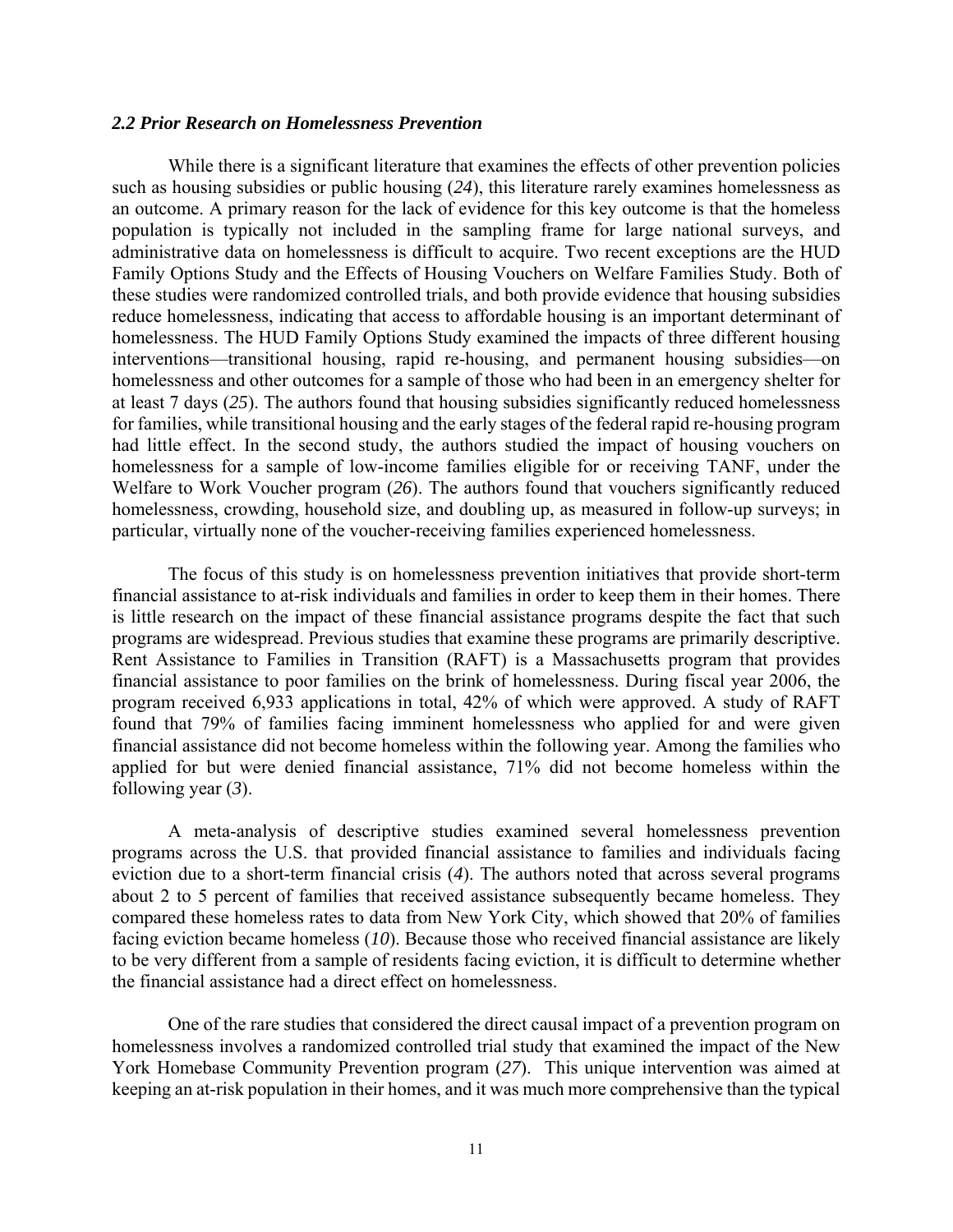### *2.2 Prior Research on Homelessness Prevention*

While there is a significant literature that examines the effects of other prevention policies such as housing subsidies or public housing (*24*), this literature rarely examines homelessness as an outcome. A primary reason for the lack of evidence for this key outcome is that the homeless population is typically not included in the sampling frame for large national surveys, and administrative data on homelessness is difficult to acquire. Two recent exceptions are the HUD Family Options Study and the Effects of Housing Vouchers on Welfare Families Study. Both of these studies were randomized controlled trials, and both provide evidence that housing subsidies reduce homelessness, indicating that access to affordable housing is an important determinant of homelessness. The HUD Family Options Study examined the impacts of three different housing interventions—transitional housing, rapid re-housing, and permanent housing subsidies—on homelessness and other outcomes for a sample of those who had been in an emergency shelter for at least 7 days (*25*). The authors found that housing subsidies significantly reduced homelessness for families, while transitional housing and the early stages of the federal rapid re-housing program had little effect. In the second study, the authors studied the impact of housing vouchers on homelessness for a sample of low-income families eligible for or receiving TANF, under the Welfare to Work Voucher program (*26*). The authors found that vouchers significantly reduced homelessness, crowding, household size, and doubling up, as measured in follow-up surveys; in particular, virtually none of the voucher-receiving families experienced homelessness.

The focus of this study is on homelessness prevention initiatives that provide short-term financial assistance to at-risk individuals and families in order to keep them in their homes. There is little research on the impact of these financial assistance programs despite the fact that such programs are widespread. Previous studies that examine these programs are primarily descriptive. Rent Assistance to Families in Transition (RAFT) is a Massachusetts program that provides financial assistance to poor families on the brink of homelessness. During fiscal year 2006, the program received 6,933 applications in total, 42% of which were approved. A study of RAFT found that 79% of families facing imminent homelessness who applied for and were given financial assistance did not become homeless within the following year. Among the families who applied for but were denied financial assistance, 71% did not become homeless within the following year (*3*).

A meta-analysis of descriptive studies examined several homelessness prevention programs across the U.S. that provided financial assistance to families and individuals facing eviction due to a short-term financial crisis (*4*). The authors noted that across several programs about 2 to 5 percent of families that received assistance subsequently became homeless. They compared these homeless rates to data from New York City, which showed that 20% of families facing eviction became homeless (*10*). Because those who received financial assistance are likely to be very different from a sample of residents facing eviction, it is difficult to determine whether the financial assistance had a direct effect on homelessness.

One of the rare studies that considered the direct causal impact of a prevention program on homelessness involves a randomized controlled trial study that examined the impact of the New York Homebase Community Prevention program (*27*). This unique intervention was aimed at keeping an at-risk population in their homes, and it was much more comprehensive than the typical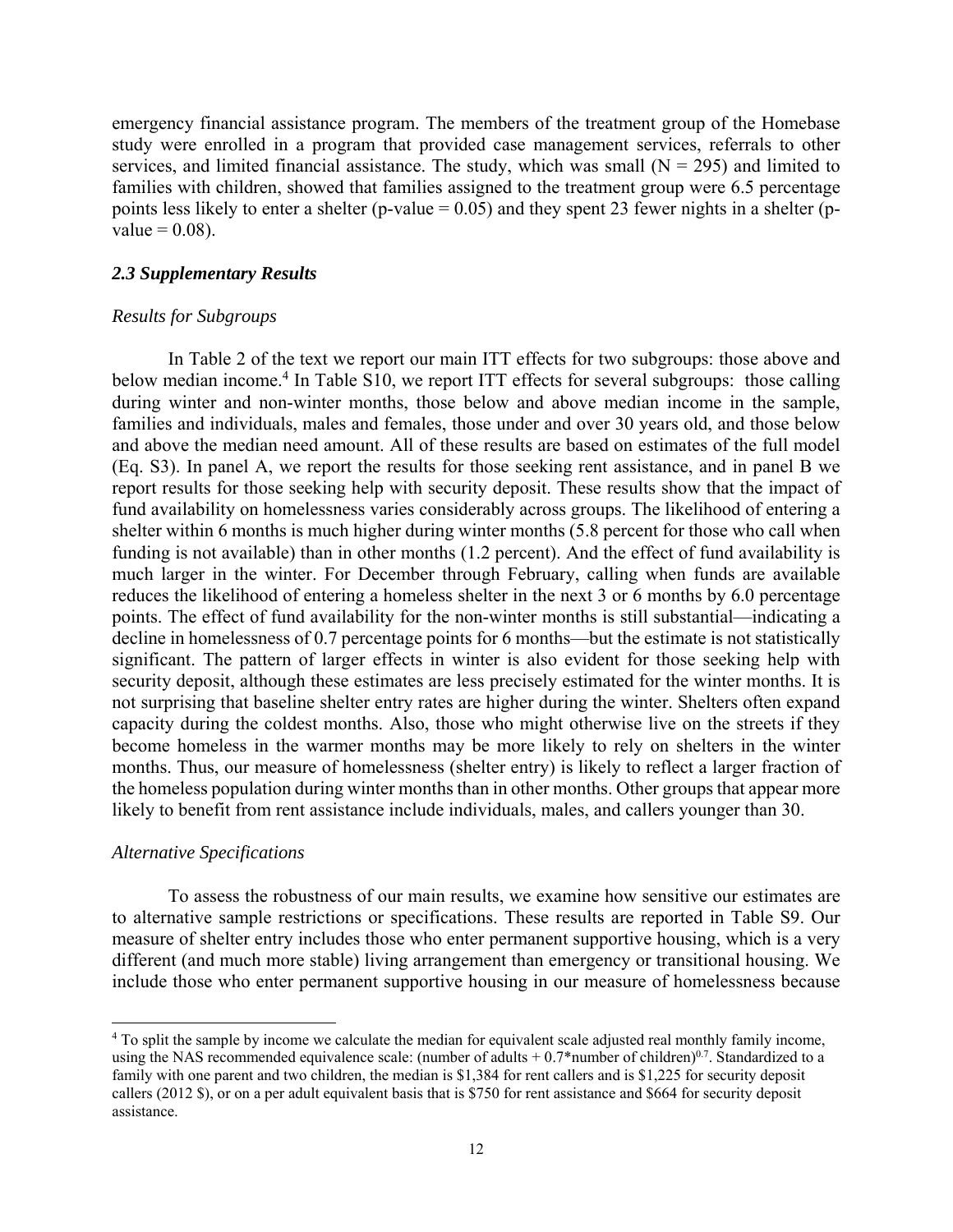emergency financial assistance program. The members of the treatment group of the Homebase study were enrolled in a program that provided case management services, referrals to other services, and limited financial assistance. The study, which was small (N = 295) and limited to families with children, showed that families assigned to the treatment group were 6.5 percentage points less likely to enter a shelter (p-value = 0.05) and they spent 23 fewer nights in a shelter (p-value = 0.08).

### *2.3 Supplementary Results*

*Results for Subgroups*

In Table 2 of the text we report our main ITT effects for two subgroups: those above and below median income.[4] In Table S10, we report ITT effects for several subgroups: those calling during winter and non-winter months, those below and above median income in the sample, families and individuals, males and females, those under and over 30 years old, and those below and above the median need amount. All of these results are based on estimates of the full model (Eq. S3). In panel A, we report the results for those seeking rent assistance, and in panel B we report results for those seeking help with security deposit. These results show that the impact of fund availability on homelessness varies considerably across groups. The likelihood of entering a shelter within 6 months is much higher during winter months (5.8 percent for those who call when funding is not available) than in other months (1.2 percent). And the effect of fund availability is much larger in the winter. For December through February, calling when funds are available reduces the likelihood of entering a homeless shelter in the next 3 or 6 months by 6.0 percentage points. The effect of fund availability for the non-winter months is still substantial—indicating a decline in homelessness of 0.7 percentage points for 6 months—but the estimate is not statistically significant. The pattern of larger effects in winter is also evident for those seeking help with security deposit, although these estimates are less precisely estimated for the winter months. It is not surprising that baseline shelter entry rates are higher during the winter. Shelters often expand capacity during the coldest months. Also, those who might otherwise live on the streets if they become homeless in the warmer months may be more likely to rely on shelters in the winter months. Thus, our measure of homelessness (shelter entry) is likely to reflect a larger fraction of the homeless population during winter months than in other months. Other groups that appear more likely to benefit from rent assistance include individuals, males, and callers younger than 30.

*Alternative Specifications*

To assess the robustness of our main results, we examine how sensitive our estimates are to alternative sample restrictions or specifications. These results are reported in Table S9. Our measure of shelter entry includes those who enter permanent supportive housing, which is a very different (and much more stable) living arrangement than emergency or transitional housing. We include those who enter permanent supportive housing in our measure of homelessness because

---

[4] To split the sample by income we calculate the median for equivalent scale adjusted real monthly family income, using the NAS recommended equivalence scale: $(\text{number of adults} + 0.7{*}\text{number of children})^{0.7}$. Standardized to a family with one parent and two children, the median is \$1,384 for rent callers and is \$1,225 for security deposit callers (2012 \$), or on a per adult equivalent basis that is \$750 for rent assistance and \$664 for security deposit assistance.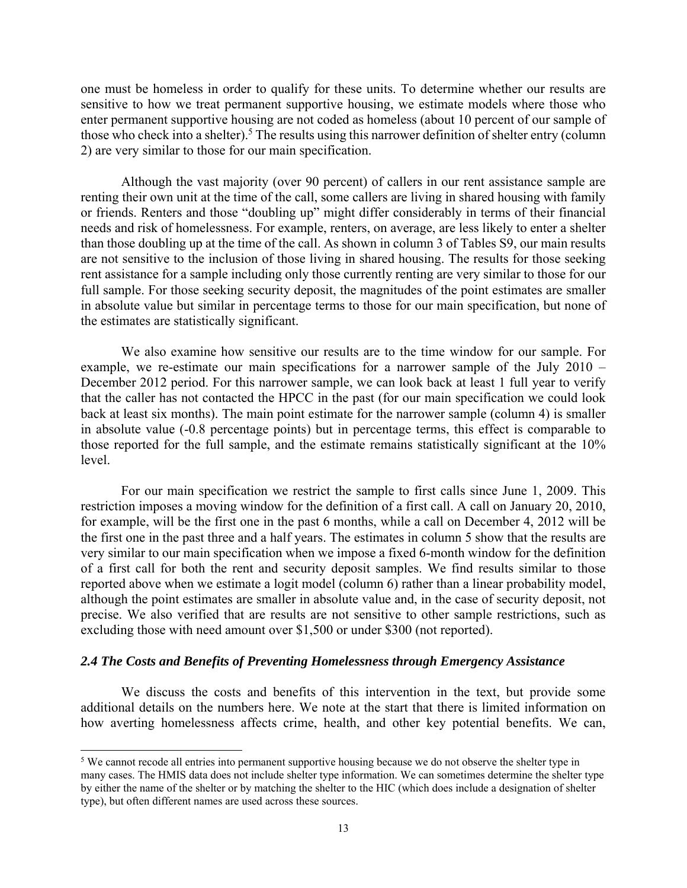one must be homeless in order to qualify for these units. To determine whether our results are sensitive to how we treat permanent supportive housing, we estimate models where those who enter permanent supportive housing are not coded as homeless (about 10 percent of our sample of those who check into a shelter).[5] The results using this narrower definition of shelter entry (column 2) are very similar to those for our main specification.

Although the vast majority (over 90 percent) of callers in our rent assistance sample are renting their own unit at the time of the call, some callers are living in shared housing with family or friends. Renters and those "doubling up" might differ considerably in terms of their financial needs and risk of homelessness. For example, renters, on average, are less likely to enter a shelter than those doubling up at the time of the call. As shown in column 3 of Tables S9, our main results are not sensitive to the inclusion of those living in shared housing. The results for those seeking rent assistance for a sample including only those currently renting are very similar to those for our full sample. For those seeking security deposit, the magnitudes of the point estimates are smaller in absolute value but similar in percentage terms to those for our main specification, but none of the estimates are statistically significant.

We also examine how sensitive our results are to the time window for our sample. For example, we re-estimate our main specifications for a narrower sample of the July 2010 – December 2012 period. For this narrower sample, we can look back at least 1 full year to verify that the caller has not contacted the HPCC in the past (for our main specification we could look back at least six months). The main point estimate for the narrower sample (column 4) is smaller in absolute value (-0.8 percentage points) but in percentage terms, this effect is comparable to those reported for the full sample, and the estimate remains statistically significant at the 10% level.

For our main specification we restrict the sample to first calls since June 1, 2009. This restriction imposes a moving window for the definition of a first call. A call on January 20, 2010, for example, will be the first one in the past 6 months, while a call on December 4, 2012 will be the first one in the past three and a half years. The estimates in column 5 show that the results are very similar to our main specification when we impose a fixed 6-month window for the definition of a first call for both the rent and security deposit samples. We find results similar to those reported above when we estimate a logit model (column 6) rather than a linear probability model, although the point estimates are smaller in absolute value and, in the case of security deposit, not precise. We also verified that are results are not sensitive to other sample restrictions, such as excluding those with need amount over $1,500 or under $300 (not reported).

### *2.4 The Costs and Benefits of Preventing Homelessness through Emergency Assistance*

We discuss the costs and benefits of this intervention in the text, but provide some additional details on the numbers here. We note at the start that there is limited information on how averting homelessness affects crime, health, and other key potential benefits. We can,

---

[5] We cannot recode all entries into permanent supportive housing because we do not observe the shelter type in many cases. The HMIS data does not include shelter type information. We can sometimes determine the shelter type by either the name of the shelter or by matching the shelter to the HIC (which does include a designation of shelter type), but often different names are used across these sources.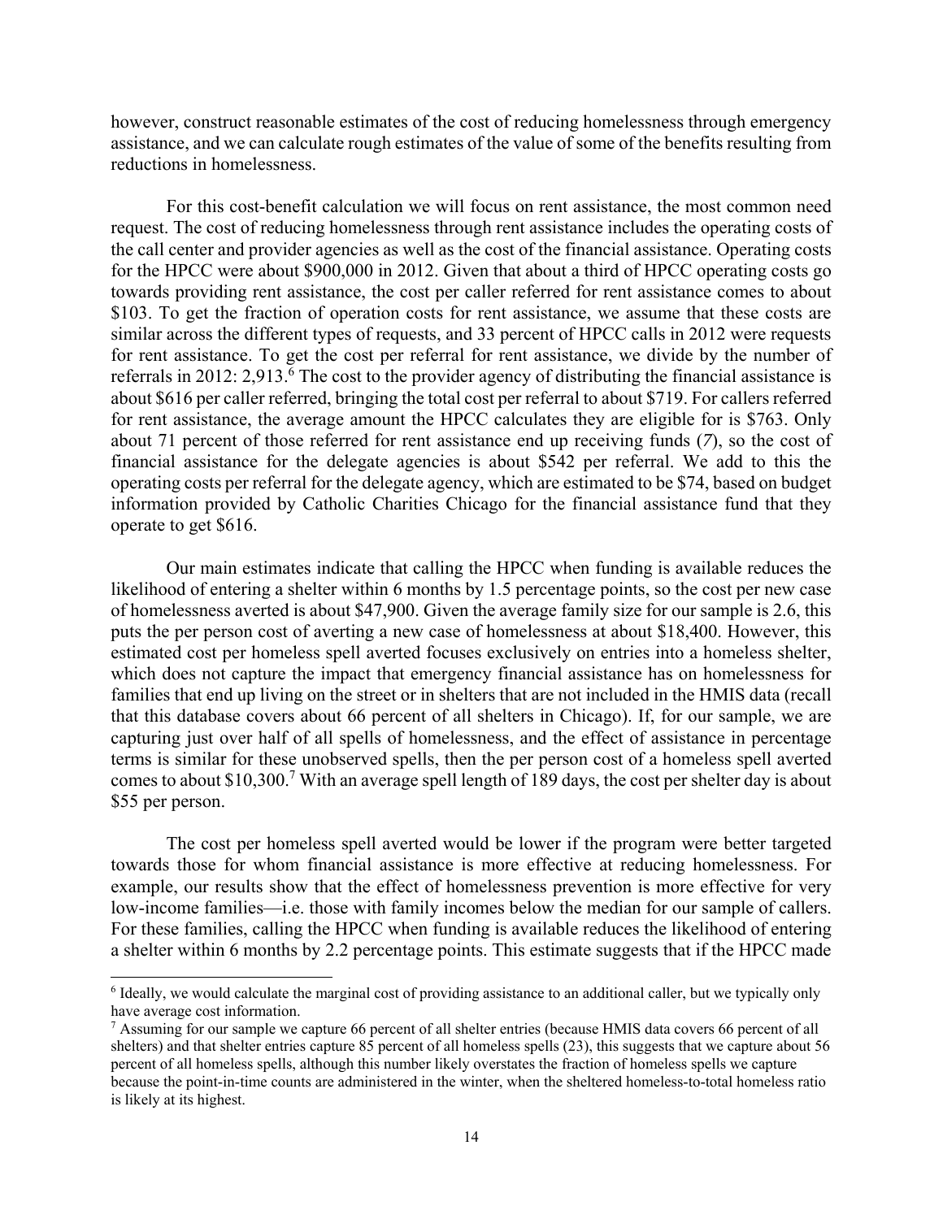however, construct reasonable estimates of the cost of reducing homelessness through emergency assistance, and we can calculate rough estimates of the value of some of the benefits resulting from reductions in homelessness.

For this cost-benefit calculation we will focus on rent assistance, the most common need request. The cost of reducing homelessness through rent assistance includes the operating costs of the call center and provider agencies as well as the cost of the financial assistance. Operating costs for the HPCC were about $900,000 in 2012. Given that about a third of HPCC operating costs go towards providing rent assistance, the cost per caller referred for rent assistance comes to about $103. To get the fraction of operation costs for rent assistance, we assume that these costs are similar across the different types of requests, and 33 percent of HPCC calls in 2012 were requests for rent assistance. To get the cost per referral for rent assistance, we divide by the number of referrals in 2012: 2,913.[6] The cost to the provider agency of distributing the financial assistance is about $616 per caller referred, bringing the total cost per referral to about $719. For callers referred for rent assistance, the average amount the HPCC calculates they are eligible for is $763. Only about 71 percent of those referred for rent assistance end up receiving funds (*7*), so the cost of financial assistance for the delegate agencies is about $542 per referral. We add to this the operating costs per referral for the delegate agency, which are estimated to be $74, based on budget information provided by Catholic Charities Chicago for the financial assistance fund that they operate to get $616.

Our main estimates indicate that calling the HPCC when funding is available reduces the likelihood of entering a shelter within 6 months by 1.5 percentage points, so the cost per new case of homelessness averted is about $47,900. Given the average family size for our sample is 2.6, this puts the per person cost of averting a new case of homelessness at about $18,400. However, this estimated cost per homeless spell averted focuses exclusively on entries into a homeless shelter, which does not capture the impact that emergency financial assistance has on homelessness for families that end up living on the street or in shelters that are not included in the HMIS data (recall that this database covers about 66 percent of all shelters in Chicago). If, for our sample, we are capturing just over half of all spells of homelessness, and the effect of assistance in percentage terms is similar for these unobserved spells, then the per person cost of a homeless spell averted comes to about $10,300.[7] With an average spell length of 189 days, the cost per shelter day is about $55 per person.

The cost per homeless spell averted would be lower if the program were better targeted towards those for whom financial assistance is more effective at reducing homelessness. For example, our results show that the effect of homelessness prevention is more effective for very low-income families—i.e. those with family incomes below the median for our sample of callers. For these families, calling the HPCC when funding is available reduces the likelihood of entering a shelter within 6 months by 2.2 percentage points. This estimate suggests that if the HPCC made

---

[6] Ideally, we would calculate the marginal cost of providing assistance to an additional caller, but we typically only have average cost information.

[7] Assuming for our sample we capture 66 percent of all shelter entries (because HMIS data covers 66 percent of all shelters) and that shelter entries capture 85 percent of all homeless spells (23), this suggests that we capture about 56 percent of all homeless spells, although this number likely overstates the fraction of homeless spells we capture because the point-in-time counts are administered in the winter, when the sheltered homeless-to-total homeless ratio is likely at its highest.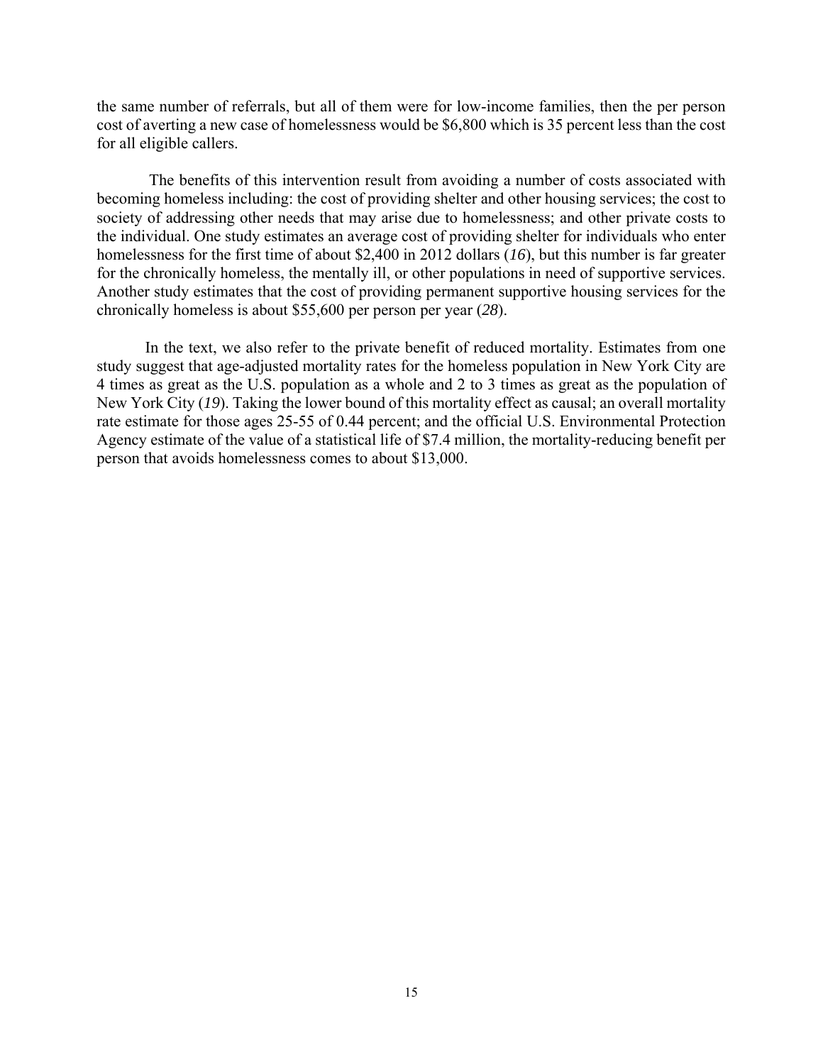the same number of referrals, but all of them were for low-income families, then the per person cost of averting a new case of homelessness would be $6,800 which is 35 percent less than the cost for all eligible callers.

The benefits of this intervention result from avoiding a number of costs associated with becoming homeless including: the cost of providing shelter and other housing services; the cost to society of addressing other needs that may arise due to homelessness; and other private costs to the individual. One study estimates an average cost of providing shelter for individuals who enter homelessness for the first time of about $2,400 in 2012 dollars (*16*), but this number is far greater for the chronically homeless, the mentally ill, or other populations in need of supportive services. Another study estimates that the cost of providing permanent supportive housing services for the chronically homeless is about $55,600 per person per year (*28*).

In the text, we also refer to the private benefit of reduced mortality. Estimates from one study suggest that age-adjusted mortality rates for the homeless population in New York City are 4 times as great as the U.S. population as a whole and 2 to 3 times as great as the population of New York City (*19*). Taking the lower bound of this mortality effect as causal; an overall mortality rate estimate for those ages 25-55 of 0.44 percent; and the official U.S. Environmental Protection Agency estimate of the value of a statistical life of $7.4 million, the mortality-reducing benefit per person that avoids homelessness comes to about $13,000.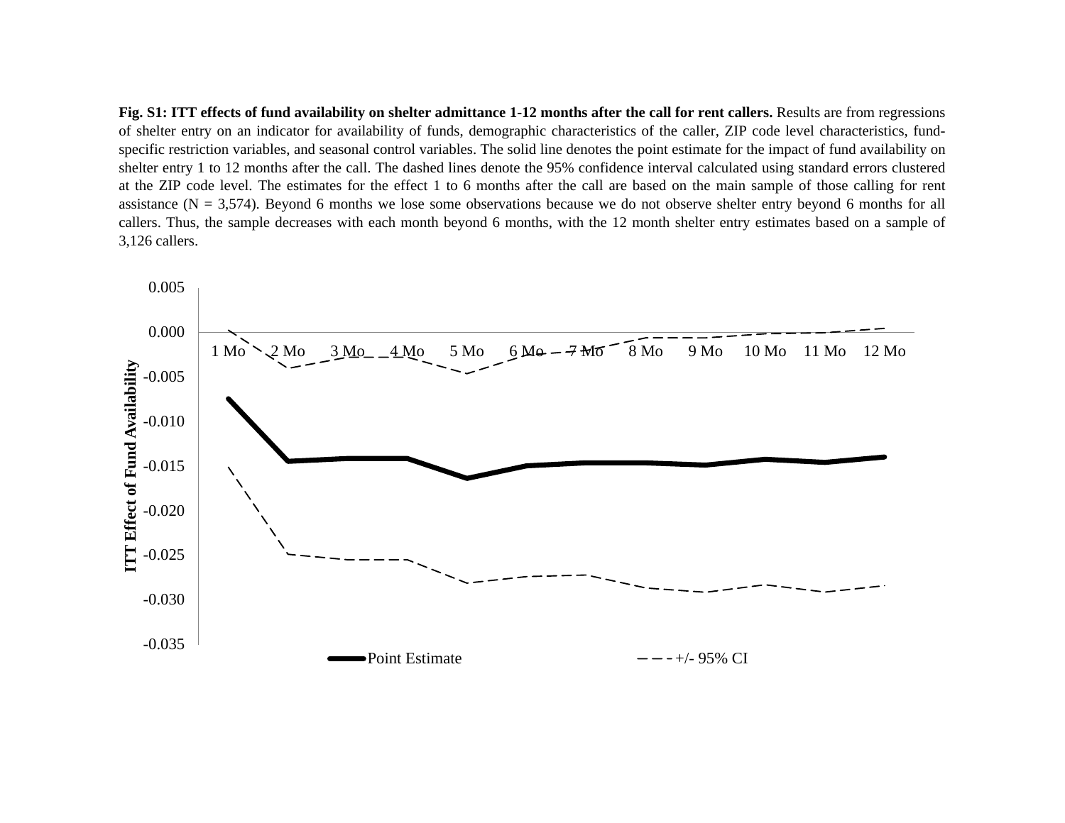**Fig. S1: ITT effects of fund availability on shelter admittance 1-12 months after the call for rent callers.** Results are from regressions of shelter entry on an indicator for availability of funds, demographic characteristics of the caller, ZIP code level characteristics, fund-specific restriction variables, and seasonal control variables. The solid line denotes the point estimate for the impact of fund availability on shelter entry 1 to 12 months after the call. The dashed lines denote the 95% confidence interval calculated using standard errors clustered at the ZIP code level. The estimates for the effect 1 to 6 months after the call are based on the main sample of those calling for rent assistance (N = 3,574). Beyond 6 months we lose some observations because we do not observe shelter entry beyond 6 months for all callers. Thus, the sample decreases with each month beyond 6 months, with the 12 month shelter entry estimates based on a sample of 3,126 callers.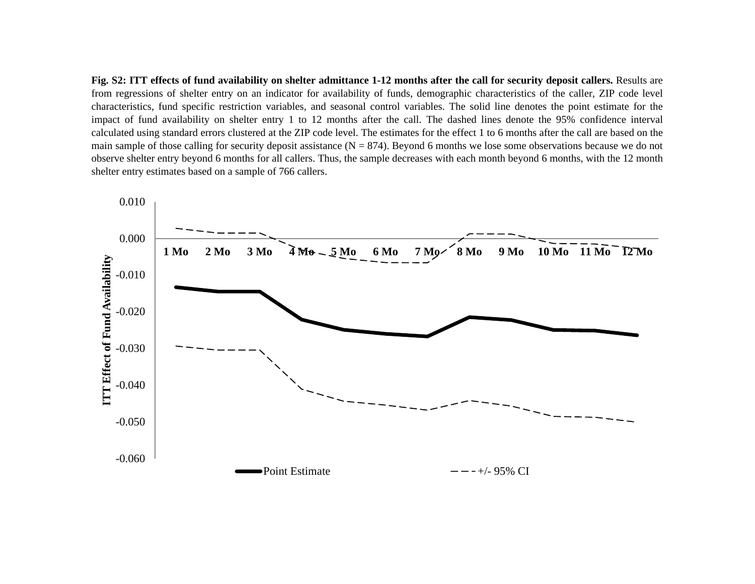**Fig. S2: ITT effects of fund availability on shelter admittance 1-12 months after the call for security deposit callers.** Results are from regressions of shelter entry on an indicator for availability of funds, demographic characteristics of the caller, ZIP code level characteristics, fund specific restriction variables, and seasonal control variables. The solid line denotes the point estimate for the impact of fund availability on shelter entry 1 to 12 months after the call. The dashed lines denote the 95% confidence interval calculated using standard errors clustered at the ZIP code level. The estimates for the effect 1 to 6 months after the call are based on the main sample of those calling for security deposit assistance (N = 874). Beyond 6 months we lose some observations because we do not observe shelter entry beyond 6 months for all callers. Thus, the sample decreases with each month beyond 6 months, with the 12 month shelter entry estimates based on a sample of 766 callers.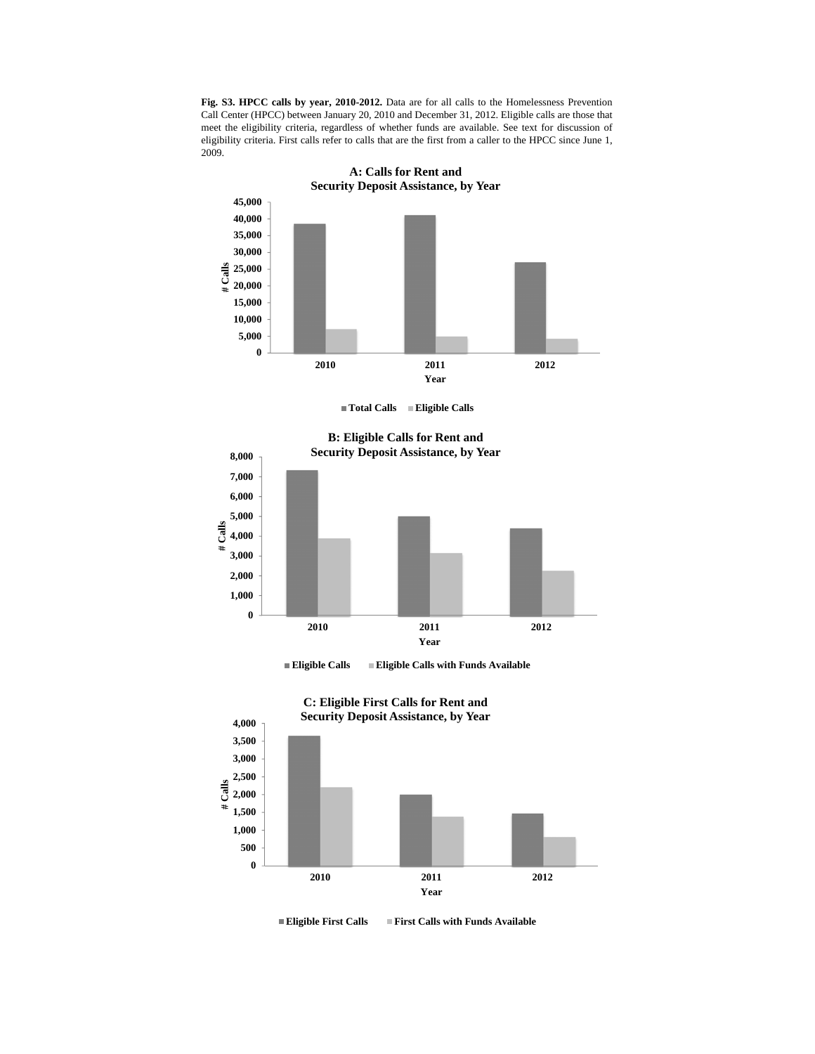**Fig. S3. HPCC calls by year, 2010-2012.** Data are for all calls to the Homelessness Prevention Call Center (HPCC) between January 20, 2010 and December 31, 2012. Eligible calls are those that meet the eligibility criteria, regardless of whether funds are available. See text for discussion of eligibility criteria. First calls refer to calls that are the first from a caller to the HPCC since June 1, 2009.

**A: Calls for Rent and Security Deposit Assistance, by Year**

**B: Eligible Calls for Rent and Security Deposit Assistance, by Year**

**C: Eligible First Calls for Rent and Security Deposit Assistance, by Year**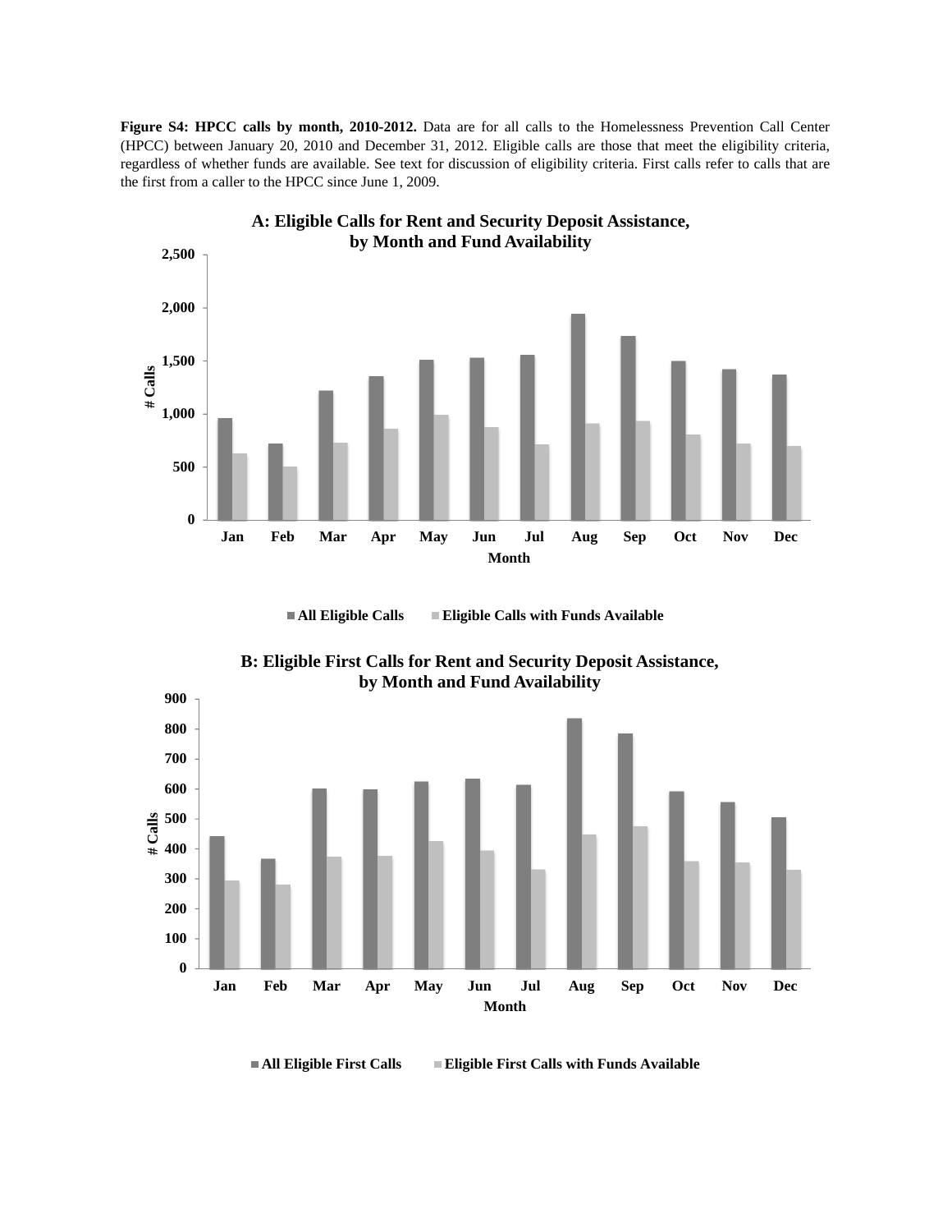**Figure S4: HPCC calls by month, 2010-2012.** Data are for all calls to the Homelessness Prevention Call Center (HPCC) between January 20, 2010 and December 31, 2012. Eligible calls are those that meet the eligibility criteria, regardless of whether funds are available. See text for discussion of eligibility criteria. First calls refer to calls that are the first from a caller to the HPCC since June 1, 2009.

**A: Eligible Calls for Rent and Security Deposit Assistance, by Month and Fund Availability**

**B: Eligible First Calls for Rent and Security Deposit Assistance, by Month and Fund Availability**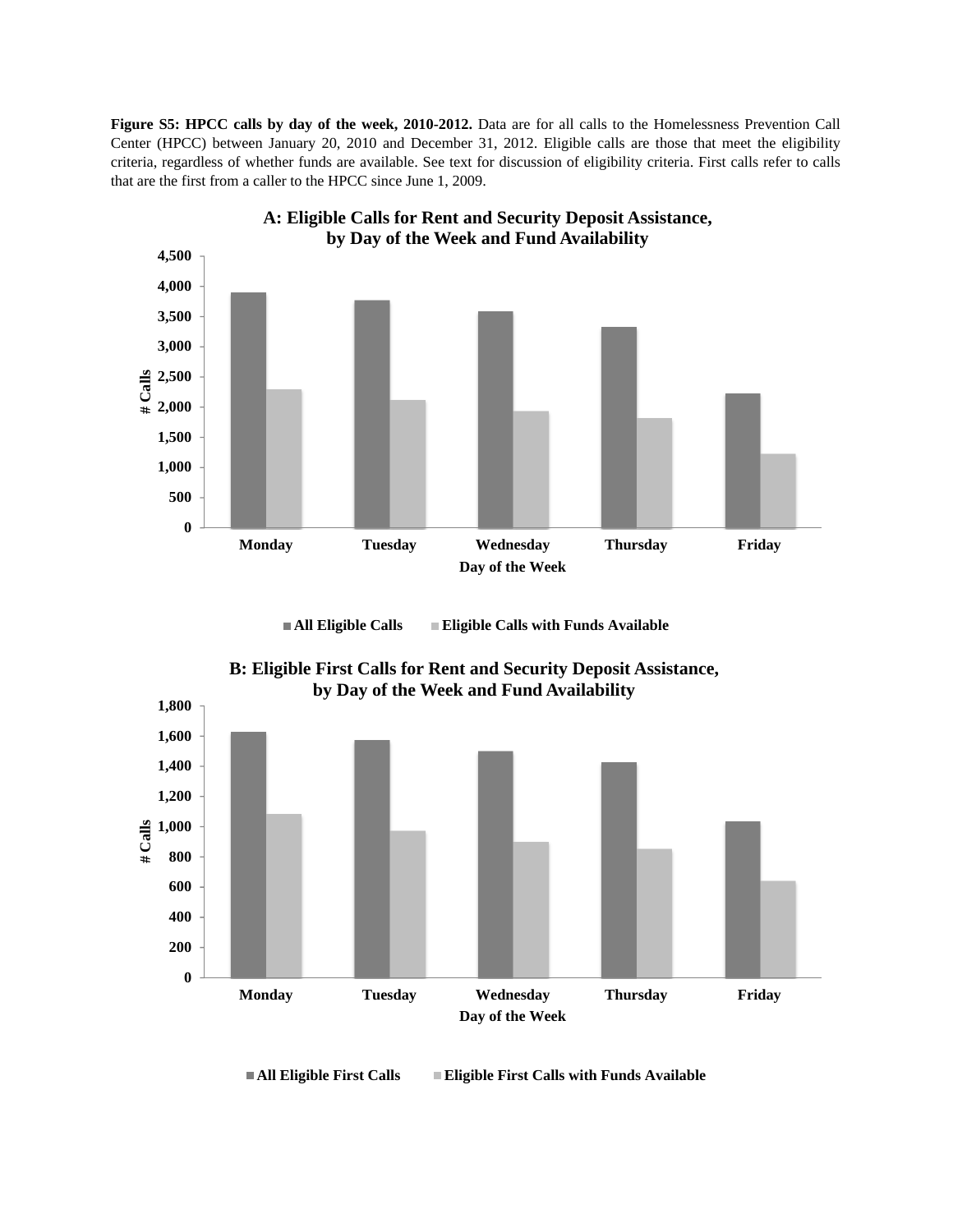**Figure S5: HPCC calls by day of the week, 2010-2012.** Data are for all calls to the Homelessness Prevention Call Center (HPCC) between January 20, 2010 and December 31, 2012. Eligible calls are those that meet the eligibility criteria, regardless of whether funds are available. See text for discussion of eligibility criteria. First calls refer to calls that are the first from a caller to the HPCC since June 1, 2009.

**A: Eligible Calls for Rent and Security Deposit Assistance, by Day of the Week and Fund Availability**

**B: Eligible First Calls for Rent and Security Deposit Assistance, by Day of the Week and Fund Availability**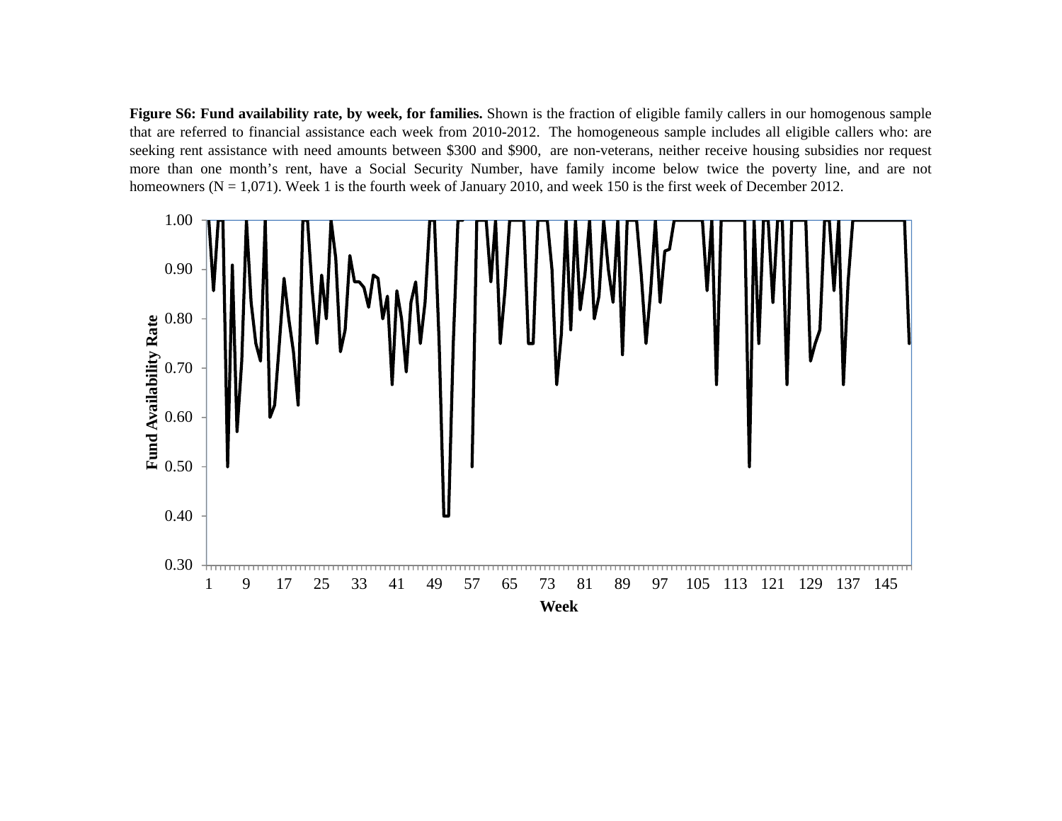**Figure S6: Fund availability rate, by week, for families.** Shown is the fraction of eligible family callers in our homogenous sample that are referred to financial assistance each week from 2010-2012. The homogeneous sample includes all eligible callers who: are seeking rent assistance with need amounts between \$300 and \$900, are non-veterans, neither receive housing subsidies nor request more than one month's rent, have a Social Security Number, have family income below twice the poverty line, and are not homeowners (N = 1,071). Week 1 is the fourth week of January 2010, and week 150 is the first week of December 2012.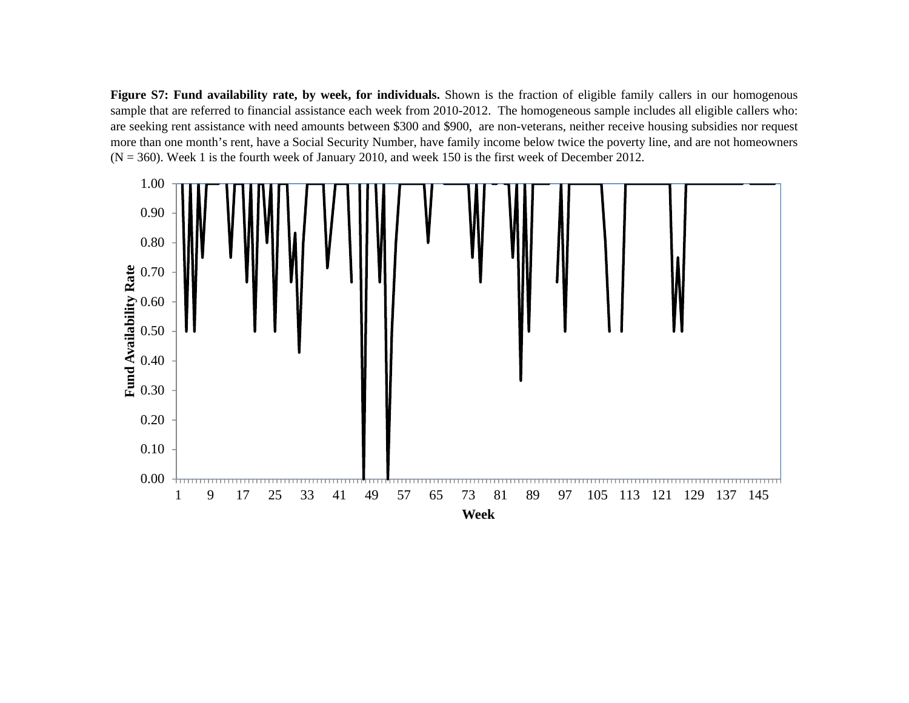**Figure S7: Fund availability rate, by week, for individuals.** Shown is the fraction of eligible family callers in our homogenous sample that are referred to financial assistance each week from 2010-2012. The homogeneous sample includes all eligible callers who: are seeking rent assistance with need amounts between \$300 and \$900, are non-veterans, neither receive housing subsidies nor request more than one month's rent, have a Social Security Number, have family income below twice the poverty line, and are not homeowners (N = 360). Week 1 is the fourth week of January 2010, and week 150 is the first week of December 2012.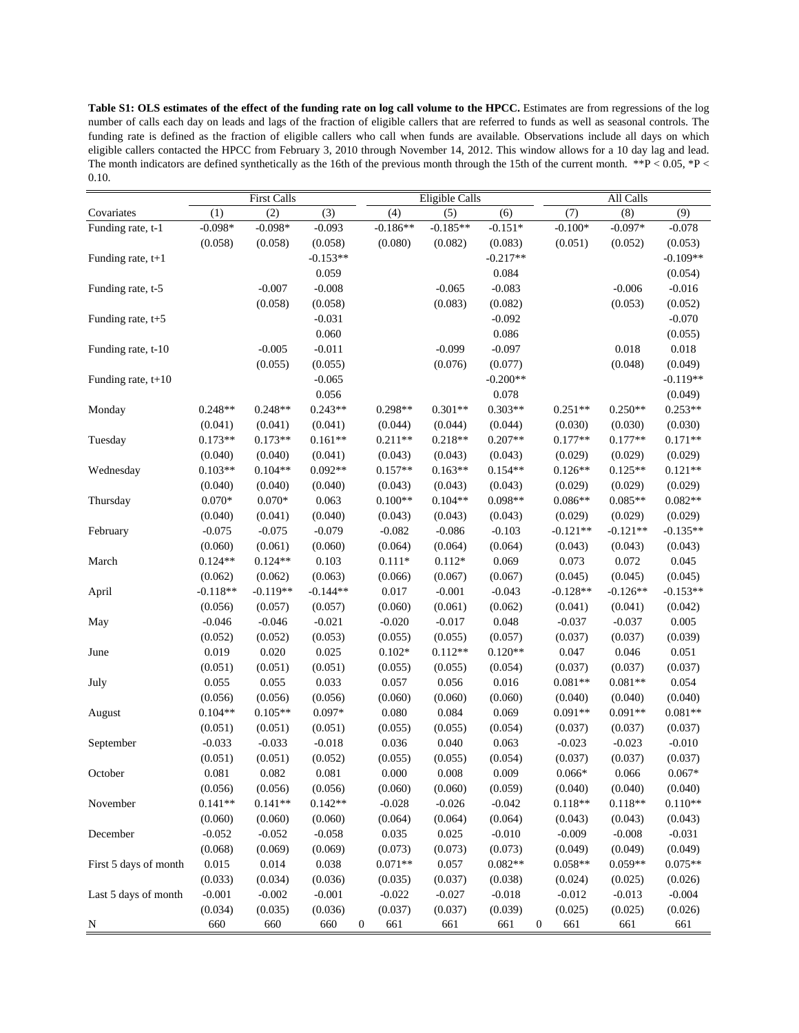**Table S1: OLS estimates of the effect of the funding rate on log call volume to the HPCC.** Estimates are from regressions of the log number of calls each day on leads and lags of the fraction of eligible callers that are referred to funds as well as seasonal controls. The funding rate is defined as the fraction of eligible callers who call when funds are available. Observations include all days on which eligible callers contacted the HPCC from February 3, 2010 through November 14, 2012. This window allows for a 10 day lag and lead. The month indicators are defined synthetically as the 16th of the previous month through the 15th of the current month. **P < 0.05, *P < 0.10.

| | First Calls | | | Eligible Calls | | | All Calls | | |
|---|---|---|---|---|---|---|---|---|---|
| Covariates | (1) | (2) | (3) | (4) | (5) | (6) | (7) | (8) | (9) |
| Funding rate, t-1 | -0.098* | -0.098* | -0.093 | -0.186** | -0.185** | -0.151* | -0.100* | -0.097* | -0.078 |
| | (0.058) | (0.058) | (0.058) | (0.080) | (0.082) | (0.083) | (0.051) | (0.052) | (0.053) |
| Funding rate, t+1 | | | -0.153** | | | -0.217** | | | -0.109** |
| | | | 0.059 | | | 0.084 | | | (0.054) |
| Funding rate, t-5 | | -0.007 | -0.008 | | -0.065 | -0.083 | | -0.006 | -0.016 |
| | | (0.058) | (0.058) | | (0.083) | (0.082) | | (0.053) | (0.052) |
| Funding rate, t+5 | | | -0.031 | | | -0.092 | | | -0.070 |
| | | | 0.060 | | | 0.086 | | | (0.055) |
| Funding rate, t-10 | | -0.005 | -0.011 | | -0.099 | -0.097 | | 0.018 | 0.018 |
| | | (0.055) | (0.055) | | (0.076) | (0.077) | | (0.048) | (0.049) |
| Funding rate, t+10 | | | -0.065 | | | -0.200** | | | -0.119** |
| | | | 0.056 | | | 0.078 | | | (0.049) |
| Monday | 0.248** | 0.248** | 0.243** | 0.298** | 0.301** | 0.303** | 0.251** | 0.250** | 0.253** |
| | (0.041) | (0.041) | (0.041) | (0.044) | (0.044) | (0.044) | (0.030) | (0.030) | (0.030) |
| Tuesday | 0.173** | 0.173** | 0.161** | 0.211** | 0.218** | 0.207** | 0.177** | 0.177** | 0.171** |
| | (0.040) | (0.040) | (0.041) | (0.043) | (0.043) | (0.043) | (0.029) | (0.029) | (0.029) |
| Wednesday | 0.103** | 0.104** | 0.092** | 0.157** | 0.163** | 0.154** | 0.126** | 0.125** | 0.121** |
| | (0.040) | (0.040) | (0.040) | (0.043) | (0.043) | (0.043) | (0.029) | (0.029) | (0.029) |
| Thursday | 0.070* | 0.070* | 0.063 | 0.100** | 0.104** | 0.098** | 0.086** | 0.085** | 0.082** |
| | (0.040) | (0.041) | (0.040) | (0.043) | (0.043) | (0.043) | (0.029) | (0.029) | (0.029) |
| February | -0.075 | -0.075 | -0.079 | -0.082 | -0.086 | -0.103 | -0.121** | -0.121** | -0.135** |
| | (0.060) | (0.061) | (0.060) | (0.064) | (0.064) | (0.064) | (0.043) | (0.043) | (0.043) |
| March | 0.124** | 0.124** | 0.103 | 0.111* | 0.112* | 0.069 | 0.073 | 0.072 | 0.045 |
| | (0.062) | (0.062) | (0.063) | (0.066) | (0.067) | (0.067) | (0.045) | (0.045) | (0.045) |
| April | -0.118** | -0.119** | -0.144** | 0.017 | -0.001 | -0.043 | -0.128** | -0.126** | -0.153** |
| | (0.056) | (0.057) | (0.057) | (0.060) | (0.061) | (0.062) | (0.041) | (0.041) | (0.042) |
| May | -0.046 | -0.046 | -0.021 | -0.020 | -0.017 | 0.048 | -0.037 | -0.037 | 0.005 |
| | (0.052) | (0.052) | (0.053) | (0.055) | (0.055) | (0.057) | (0.037) | (0.037) | (0.039) |
| June | 0.019 | 0.020 | 0.025 | 0.102* | 0.112** | 0.120** | 0.047 | 0.046 | 0.051 |
| | (0.051) | (0.051) | (0.051) | (0.055) | (0.055) | (0.054) | (0.037) | (0.037) | (0.037) |
| July | 0.055 | 0.055 | 0.033 | 0.057 | 0.056 | 0.016 | 0.081** | 0.081** | 0.054 |
| | (0.056) | (0.056) | (0.056) | (0.060) | (0.060) | (0.060) | (0.040) | (0.040) | (0.040) |
| August | 0.104** | 0.105** | 0.097* | 0.080 | 0.084 | 0.069 | 0.091** | 0.091** | 0.081** |
| | (0.051) | (0.051) | (0.051) | (0.055) | (0.055) | (0.054) | (0.037) | (0.037) | (0.037) |
| September | -0.033 | -0.033 | -0.018 | 0.036 | 0.040 | 0.063 | -0.023 | -0.023 | -0.010 |
| | (0.051) | (0.051) | (0.052) | (0.055) | (0.055) | (0.054) | (0.037) | (0.037) | (0.037) |
| October | 0.081 | 0.082 | 0.081 | 0.000 | 0.008 | 0.009 | 0.066* | 0.066 | 0.067* |
| | (0.056) | (0.056) | (0.056) | (0.060) | (0.060) | (0.059) | (0.040) | (0.040) | (0.040) |
| November | 0.141** | 0.141** | 0.142** | -0.028 | -0.026 | -0.042 | 0.118** | 0.118** | 0.110** |
| | (0.060) | (0.060) | (0.060) | (0.064) | (0.064) | (0.064) | (0.043) | (0.043) | (0.043) |
| December | -0.052 | -0.052 | -0.058 | 0.035 | 0.025 | -0.010 | -0.009 | -0.008 | -0.031 |
| | (0.068) | (0.069) | (0.069) | (0.073) | (0.073) | (0.073) | (0.049) | (0.049) | (0.049) |
| First 5 days of month | 0.015 | 0.014 | 0.038 | 0.071** | 0.057 | 0.082** | 0.058** | 0.059** | 0.075** |
| | (0.033) | (0.034) | (0.036) | (0.035) | (0.037) | (0.038) | (0.024) | (0.025) | (0.026) |
| Last 5 days of month | -0.001 | -0.002 | -0.001 | -0.022 | -0.027 | -0.018 | -0.012 | -0.013 | -0.004 |
| | (0.034) | (0.035) | (0.036) | (0.037) | (0.037) | (0.039) | (0.025) | (0.025) | (0.026) |
| N | 660 | 660 | 660 | 661 | 661 | 661 | 661 | 661 | 661 |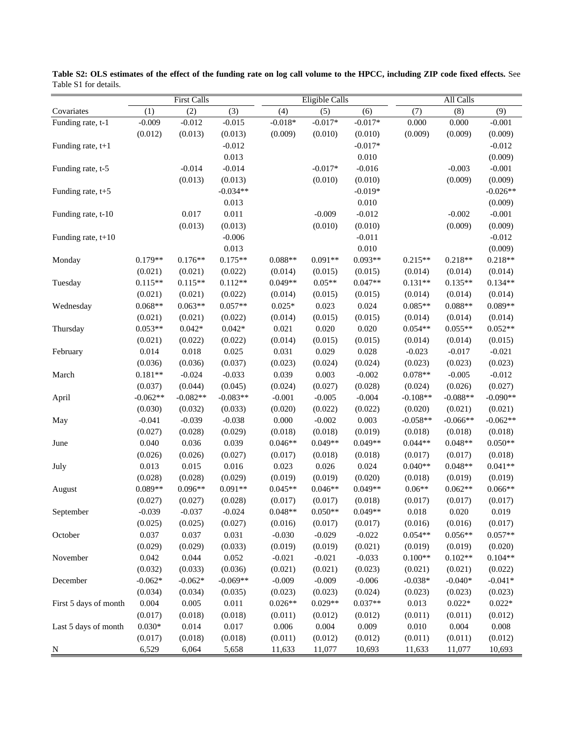**Table S2: OLS estimates of the effect of the funding rate on log call volume to the HPCC, including ZIP code fixed effects.** See Table S1 for details.

| | First Calls | | | Eligible Calls | | | All Calls | | |
|---|---|---|---|---|---|---|---|---|---|
| Covariates | (1) | (2) | (3) | (4) | (5) | (6) | (7) | (8) | (9) |
| Funding rate, t-1 | -0.009 | -0.012 | -0.015 | -0.018* | -0.017* | -0.017* | 0.000 | 0.000 | -0.001 |
| | (0.012) | (0.013) | (0.013) | (0.009) | (0.010) | (0.010) | (0.009) | (0.009) | (0.009) |
| Funding rate, t+1 | | | -0.012 | | | -0.017* | | | -0.012 |
| | | | 0.013 | | | 0.010 | | | (0.009) |
| Funding rate, t-5 | | -0.014 | -0.014 | | -0.017* | -0.016 | | -0.003 | -0.001 |
| | | (0.013) | (0.013) | | (0.010) | (0.010) | | (0.009) | (0.009) |
| Funding rate, t+5 | | | -0.034** | | | -0.019* | | | -0.026** |
| | | | 0.013 | | | 0.010 | | | (0.009) |
| Funding rate, t-10 | | 0.017 | 0.011 | | -0.009 | -0.012 | | -0.002 | -0.001 |
| | | (0.013) | (0.013) | | (0.010) | (0.010) | | (0.009) | (0.009) |
| Funding rate, t+10 | | | -0.006 | | | -0.011 | | | -0.012 |
| | | | 0.013 | | | 0.010 | | | (0.009) |
| Monday | 0.179** | 0.176** | 0.175** | 0.088** | 0.091** | 0.093** | 0.215** | 0.218** | 0.218** |
| | (0.021) | (0.021) | (0.022) | (0.014) | (0.015) | (0.015) | (0.014) | (0.014) | (0.014) |
| Tuesday | 0.115** | 0.115** | 0.112** | 0.049** | 0.05** | 0.047** | 0.131** | 0.135** | 0.134** |
| | (0.021) | (0.021) | (0.022) | (0.014) | (0.015) | (0.015) | (0.014) | (0.014) | (0.014) |
| Wednesday | 0.068** | 0.063** | 0.057** | 0.025* | 0.023 | 0.024 | 0.085** | 0.088** | 0.089** |
| | (0.021) | (0.021) | (0.022) | (0.014) | (0.015) | (0.015) | (0.014) | (0.014) | (0.014) |
| Thursday | 0.053** | 0.042* | 0.042* | 0.021 | 0.020 | 0.020 | 0.054** | 0.055** | 0.052** |
| | (0.021) | (0.022) | (0.022) | (0.014) | (0.015) | (0.015) | (0.014) | (0.014) | (0.015) |
| February | 0.014 | 0.018 | 0.025 | 0.031 | 0.029 | 0.028 | -0.023 | -0.017 | -0.021 |
| | (0.036) | (0.036) | (0.037) | (0.023) | (0.024) | (0.024) | (0.023) | (0.023) | (0.023) |
| March | 0.181** | -0.024 | -0.033 | 0.039 | 0.003 | -0.002 | 0.078** | -0.005 | -0.012 |
| | (0.037) | (0.044) | (0.045) | (0.024) | (0.027) | (0.028) | (0.024) | (0.026) | (0.027) |
| April | -0.062** | -0.082** | -0.083** | -0.001 | -0.005 | -0.004 | -0.108** | -0.088** | -0.090** |
| | (0.030) | (0.032) | (0.033) | (0.020) | (0.022) | (0.022) | (0.020) | (0.021) | (0.021) |
| May | -0.041 | -0.039 | -0.038 | 0.000 | -0.002 | 0.003 | -0.058** | -0.066** | -0.062** |
| | (0.027) | (0.028) | (0.029) | (0.018) | (0.018) | (0.019) | (0.018) | (0.018) | (0.018) |
| June | 0.040 | 0.036 | 0.039 | 0.046** | 0.049** | 0.049** | 0.044** | 0.048** | 0.050** |
| | (0.026) | (0.026) | (0.027) | (0.017) | (0.018) | (0.018) | (0.017) | (0.017) | (0.018) |
| July | 0.013 | 0.015 | 0.016 | 0.023 | 0.026 | 0.024 | 0.040** | 0.048** | 0.041** |
| | (0.028) | (0.028) | (0.029) | (0.019) | (0.019) | (0.020) | (0.018) | (0.019) | (0.019) |
| August | 0.089** | 0.096** | 0.091** | 0.045** | 0.046** | 0.049** | 0.06** | 0.062** | 0.066** |
| | (0.027) | (0.027) | (0.028) | (0.017) | (0.017) | (0.018) | (0.017) | (0.017) | (0.017) |
| September | -0.039 | -0.037 | -0.024 | 0.048** | 0.050** | 0.049** | 0.018 | 0.020 | 0.019 |
| | (0.025) | (0.025) | (0.027) | (0.016) | (0.017) | (0.017) | (0.016) | (0.016) | (0.017) |
| October | 0.037 | 0.037 | 0.031 | -0.030 | -0.029 | -0.022 | 0.054** | 0.056** | 0.057** |
| | (0.029) | (0.029) | (0.033) | (0.019) | (0.019) | (0.021) | (0.019) | (0.019) | (0.020) |
| November | 0.042 | 0.044 | 0.052 | -0.021 | -0.021 | -0.033 | 0.100** | 0.102** | 0.104** |
| | (0.032) | (0.033) | (0.036) | (0.021) | (0.021) | (0.023) | (0.021) | (0.021) | (0.022) |
| December | -0.062* | -0.062* | -0.069** | -0.009 | -0.009 | -0.006 | -0.038* | -0.040* | -0.041* |
| | (0.034) | (0.034) | (0.035) | (0.023) | (0.023) | (0.024) | (0.023) | (0.023) | (0.023) |
| First 5 days of month | 0.004 | 0.005 | 0.011 | 0.026** | 0.029** | 0.037** | 0.013 | 0.022* | 0.022* |
| | (0.017) | (0.018) | (0.018) | (0.011) | (0.012) | (0.012) | (0.011) | (0.011) | (0.012) |
| Last 5 days of month | 0.030* | 0.014 | 0.017 | 0.006 | 0.004 | 0.009 | 0.010 | 0.004 | 0.008 |
| | (0.017) | (0.018) | (0.018) | (0.011) | (0.012) | (0.012) | (0.011) | (0.011) | (0.012) |
| N | 6,529 | 6,064 | 5,658 | 11,633 | 11,077 | 10,693 | 11,633 | 11,077 | 10,693 |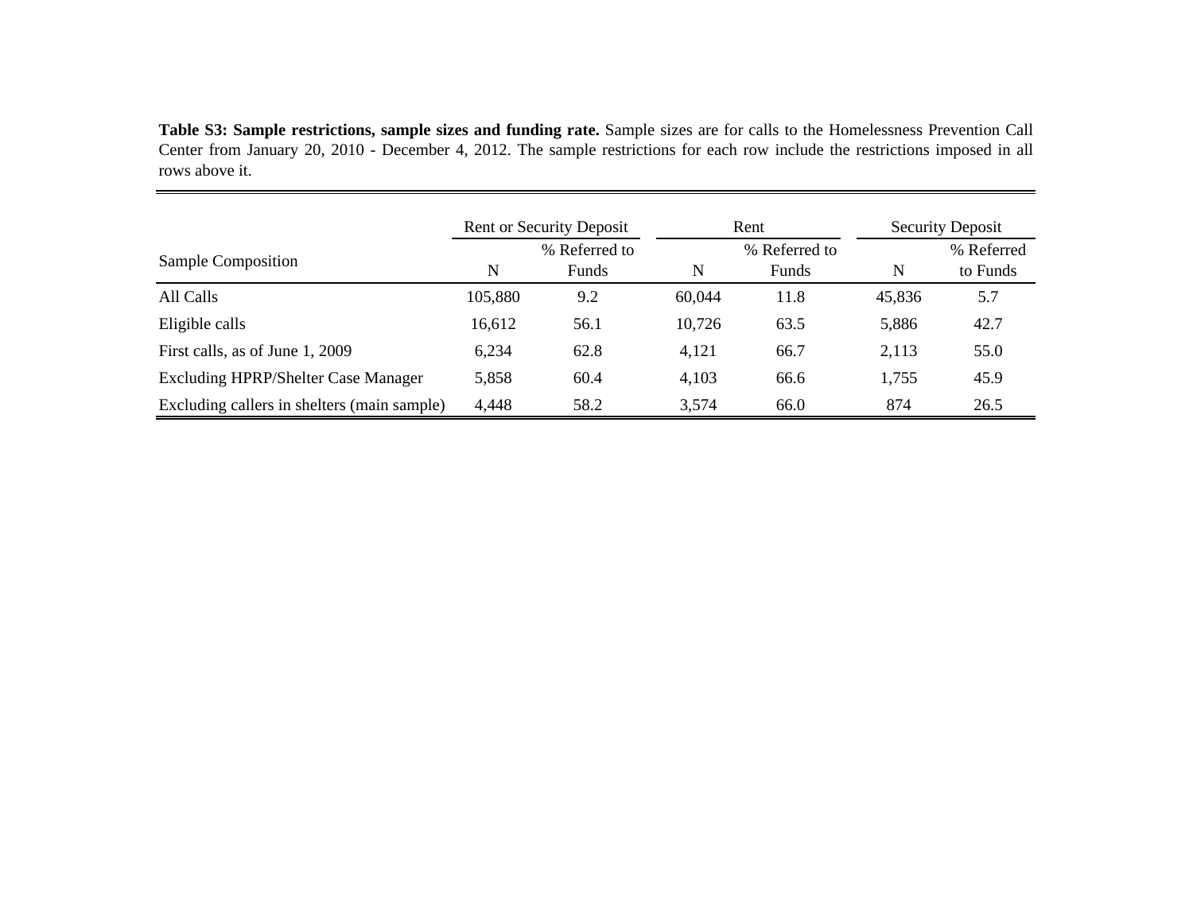**Table S3: Sample restrictions, sample sizes and funding rate.** Sample sizes are for calls to the Homelessness Prevention Call Center from January 20, 2010 - December 4, 2012. The sample restrictions for each row include the restrictions imposed in all rows above it.

| Sample Composition | Rent or Security Deposit | | Rent | | Security Deposit | |
|---|---|---|---|---|---|---|
| | N | % Referred to Funds | N | % Referred to Funds | N | % Referred to Funds |
| All Calls | 105,880 | 9.2 | 60,044 | 11.8 | 45,836 | 5.7 |
| Eligible calls | 16,612 | 56.1 | 10,726 | 63.5 | 5,886 | 42.7 |
| First calls, as of June 1, 2009 | 6,234 | 62.8 | 4,121 | 66.7 | 2,113 | 55.0 |
| Excluding HPRP/Shelter Case Manager | 5,858 | 60.4 | 4,103 | 66.6 | 1,755 | 45.9 |
| Excluding callers in shelters (main sample) | 4,448 | 58.2 | 3,574 | 66.0 | 874 | 26.5 |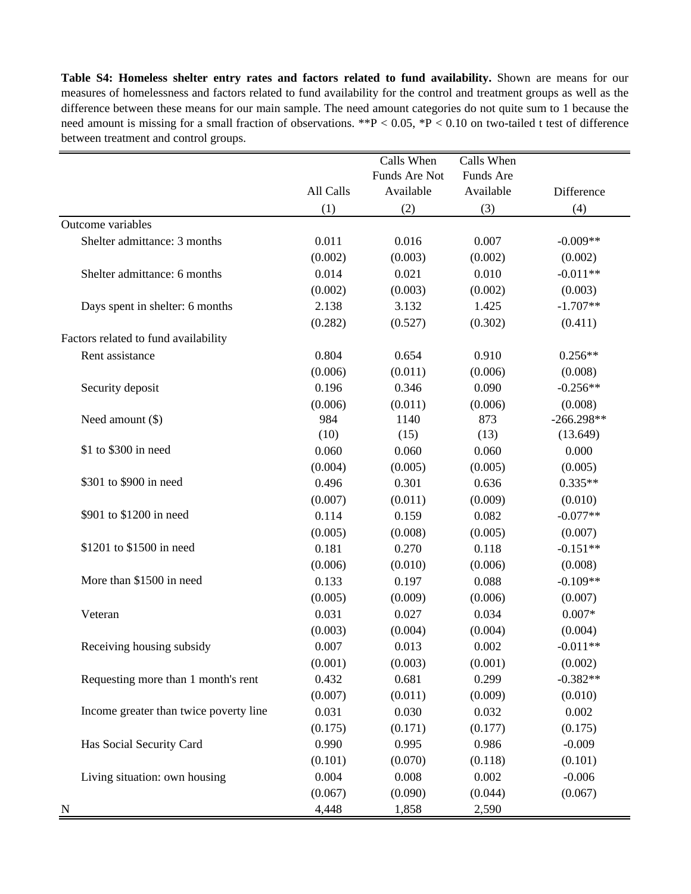**Table S4: Homeless shelter entry rates and factors related to fund availability.** Shown are means for our measures of homelessness and factors related to fund availability for the control and treatment groups as well as the difference between these means for our main sample. The need amount categories do not quite sum to 1 because the need amount is missing for a small fraction of observations. \*\*P < 0.05, \*P < 0.10 on two-tailed t test of difference between treatment and control groups.

| | All Calls | Calls When Funds Are Not Available | Calls When Funds Are Available | Difference |
|---|---|---|---|---|
| | (1) | (2) | (3) | (4) |
| Outcome variables | | | | |
| Shelter admittance: 3 months | 0.011 | 0.016 | 0.007 | -0.009** |
| | (0.002) | (0.003) | (0.002) | (0.002) |
| Shelter admittance: 6 months | 0.014 | 0.021 | 0.010 | -0.011** |
| | (0.002) | (0.003) | (0.002) | (0.003) |
| Days spent in shelter: 6 months | 2.138 | 3.132 | 1.425 | -1.707** |
| | (0.282) | (0.527) | (0.302) | (0.411) |
| Factors related to fund availability | | | | |
| Rent assistance | 0.804 | 0.654 | 0.910 | 0.256** |
| | (0.006) | (0.011) | (0.006) | (0.008) |
| Security deposit | 0.196 | 0.346 | 0.090 | -0.256** |
| | (0.006) | (0.011) | (0.006) | (0.008) |
| Need amount ($) | 984 | 1140 | 873 | -266.298** |
| | (10) | (15) | (13) | (13.649) |
| $1 to $300 in need | 0.060 | 0.060 | 0.060 | 0.000 |
| | (0.004) | (0.005) | (0.005) | (0.005) |
| $301 to $900 in need | 0.496 | 0.301 | 0.636 | 0.335** |
| | (0.007) | (0.011) | (0.009) | (0.010) |
| $901 to $1200 in need | 0.114 | 0.159 | 0.082 | -0.077** |
| | (0.005) | (0.008) | (0.005) | (0.007) |
| $1201 to $1500 in need | 0.181 | 0.270 | 0.118 | -0.151** |
| | (0.006) | (0.010) | (0.006) | (0.008) |
| More than $1500 in need | 0.133 | 0.197 | 0.088 | -0.109** |
| | (0.005) | (0.009) | (0.006) | (0.007) |
| Veteran | 0.031 | 0.027 | 0.034 | 0.007* |
| | (0.003) | (0.004) | (0.004) | (0.004) |
| Receiving housing subsidy | 0.007 | 0.013 | 0.002 | -0.011** |
| | (0.001) | (0.003) | (0.001) | (0.002) |
| Requesting more than 1 month's rent | 0.432 | 0.681 | 0.299 | -0.382** |
| | (0.007) | (0.011) | (0.009) | (0.010) |
| Income greater than twice poverty line | 0.031 | 0.030 | 0.032 | 0.002 |
| | (0.175) | (0.171) | (0.177) | (0.175) |
| Has Social Security Card | 0.990 | 0.995 | 0.986 | -0.009 |
| | (0.101) | (0.070) | (0.118) | (0.101) |
| Living situation: own housing | 0.004 | 0.008 | 0.002 | -0.006 |
| | (0.067) | (0.090) | (0.044) | (0.067) |
| N | 4,448 | 1,858 | 2,590 | |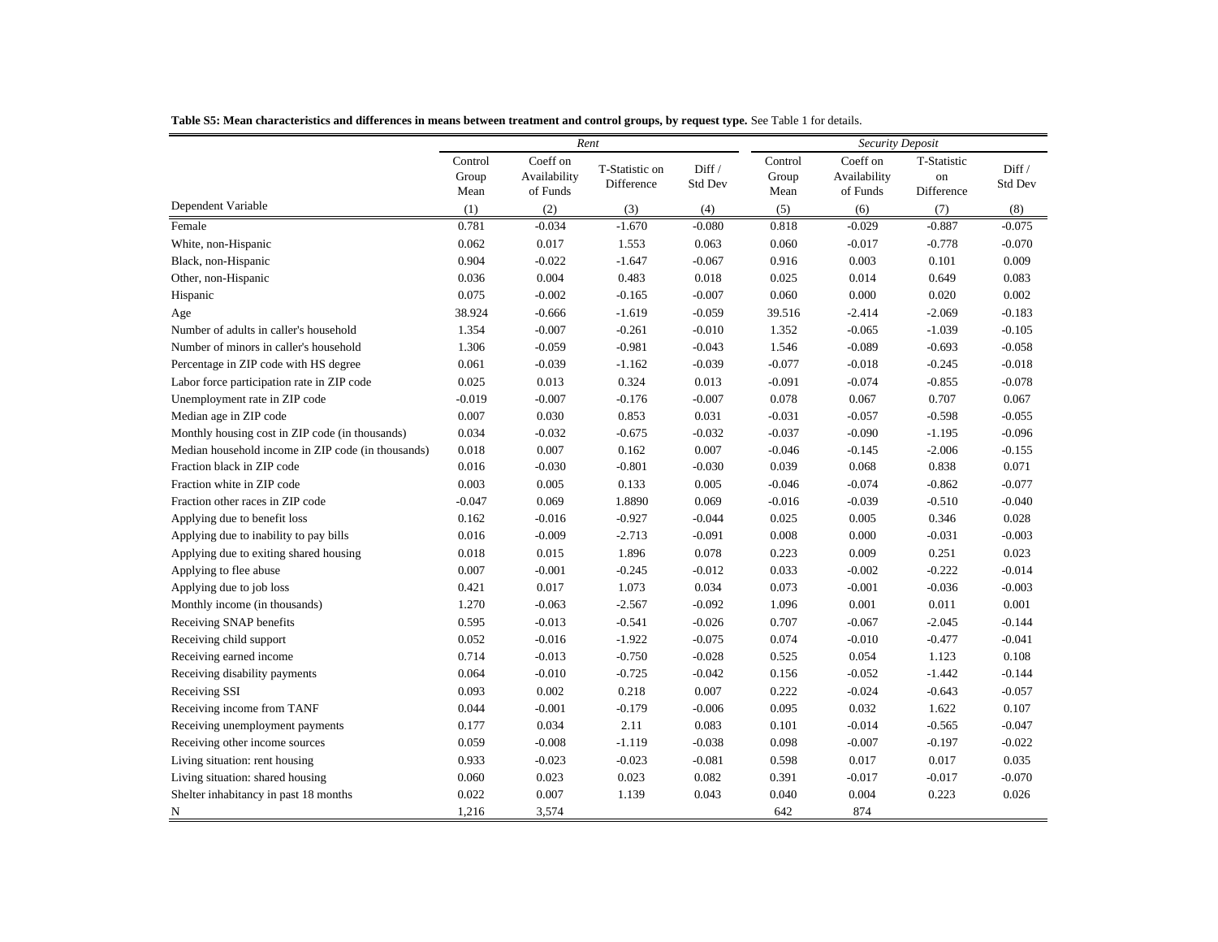**Table S5: Mean characteristics and differences in means between treatment and control groups, by request type.** See Table 1 for details.

| | *Rent* | | | | *Security Deposit* | | | |
|---|---|---|---|---|---|---|---|---|
| | Control Group Mean | Coeff on Availability of Funds | T-Statistic on Difference | Diff / Std Dev | Control Group Mean | Coeff on Availability of Funds | T-Statistic on Difference | Diff / Std Dev |
| Dependent Variable | (1) | (2) | (3) | (4) | (5) | (6) | (7) | (8) |
| Female | 0.781 | -0.034 | -1.670 | -0.080 | 0.818 | -0.029 | -0.887 | -0.075 |
| White, non-Hispanic | 0.062 | 0.017 | 1.553 | 0.063 | 0.060 | -0.017 | -0.778 | -0.070 |
| Black, non-Hispanic | 0.904 | -0.022 | -1.647 | -0.067 | 0.916 | 0.003 | 0.101 | 0.009 |
| Other, non-Hispanic | 0.036 | 0.004 | 0.483 | 0.018 | 0.025 | 0.014 | 0.649 | 0.083 |
| Hispanic | 0.075 | -0.002 | -0.165 | -0.007 | 0.060 | 0.000 | 0.020 | 0.002 |
| Age | 38.924 | -0.666 | -1.619 | -0.059 | 39.516 | -2.414 | -2.069 | -0.183 |
| Number of adults in caller's household | 1.354 | -0.007 | -0.261 | -0.010 | 1.352 | -0.065 | -1.039 | -0.105 |
| Number of minors in caller's household | 1.306 | -0.059 | -0.981 | -0.043 | 1.546 | -0.089 | -0.693 | -0.058 |
| Percentage in ZIP code with HS degree | 0.061 | -0.039 | -1.162 | -0.039 | -0.077 | -0.018 | -0.245 | -0.018 |
| Labor force participation rate in ZIP code | 0.025 | 0.013 | 0.324 | 0.013 | -0.091 | -0.074 | -0.855 | -0.078 |
| Unemployment rate in ZIP code | -0.019 | -0.007 | -0.176 | -0.007 | 0.078 | 0.067 | 0.707 | 0.067 |
| Median age in ZIP code | 0.007 | 0.030 | 0.853 | 0.031 | -0.031 | -0.057 | -0.598 | -0.055 |
| Monthly housing cost in ZIP code (in thousands) | 0.034 | -0.032 | -0.675 | -0.032 | -0.037 | -0.090 | -1.195 | -0.096 |
| Median household income in ZIP code (in thousands) | 0.018 | 0.007 | 0.162 | 0.007 | -0.046 | -0.145 | -2.006 | -0.155 |
| Fraction black in ZIP code | 0.016 | -0.030 | -0.801 | -0.030 | 0.039 | 0.068 | 0.838 | 0.071 |
| Fraction white in ZIP code | 0.003 | 0.005 | 0.133 | 0.005 | -0.046 | -0.074 | -0.862 | -0.077 |
| Fraction other races in ZIP code | -0.047 | 0.069 | 1.8890 | 0.069 | -0.016 | -0.039 | -0.510 | -0.040 |
| Applying due to benefit loss | 0.162 | -0.016 | -0.927 | -0.044 | 0.025 | 0.005 | 0.346 | 0.028 |
| Applying due to inability to pay bills | 0.016 | -0.009 | -2.713 | -0.091 | 0.008 | 0.000 | -0.031 | -0.003 |
| Applying due to exiting shared housing | 0.018 | 0.015 | 1.896 | 0.078 | 0.223 | 0.009 | 0.251 | 0.023 |
| Applying to flee abuse | 0.007 | -0.001 | -0.245 | -0.012 | 0.033 | -0.002 | -0.222 | -0.014 |
| Applying due to job loss | 0.421 | 0.017 | 1.073 | 0.034 | 0.073 | -0.001 | -0.036 | -0.003 |
| Monthly income (in thousands) | 1.270 | -0.063 | -2.567 | -0.092 | 1.096 | 0.001 | 0.011 | 0.001 |
| Receiving SNAP benefits | 0.595 | -0.013 | -0.541 | -0.026 | 0.707 | -0.067 | -2.045 | -0.144 |
| Receiving child support | 0.052 | -0.016 | -1.922 | -0.075 | 0.074 | -0.010 | -0.477 | -0.041 |
| Receiving earned income | 0.714 | -0.013 | -0.750 | -0.028 | 0.525 | 0.054 | 1.123 | 0.108 |
| Receiving disability payments | 0.064 | -0.010 | -0.725 | -0.042 | 0.156 | -0.052 | -1.442 | -0.144 |
| Receiving SSI | 0.093 | 0.002 | 0.218 | 0.007 | 0.222 | -0.024 | -0.643 | -0.057 |
| Receiving income from TANF | 0.044 | -0.001 | -0.179 | -0.006 | 0.095 | 0.032 | 1.622 | 0.107 |
| Receiving unemployment payments | 0.177 | 0.034 | 2.11 | 0.083 | 0.101 | -0.014 | -0.565 | -0.047 |
| Receiving other income sources | 0.059 | -0.008 | -1.119 | -0.038 | 0.098 | -0.007 | -0.197 | -0.022 |
| Living situation: rent housing | 0.933 | -0.023 | -0.023 | -0.081 | 0.598 | 0.017 | 0.017 | 0.035 |
| Living situation: shared housing | 0.060 | 0.023 | 0.023 | 0.082 | 0.391 | -0.017 | -0.017 | -0.070 |
| Shelter inhabitancy in past 18 months | 0.022 | 0.007 | 1.139 | 0.043 | 0.040 | 0.004 | 0.223 | 0.026 |
| N | 1,216 | 3,574 | | | 642 | 874 | | |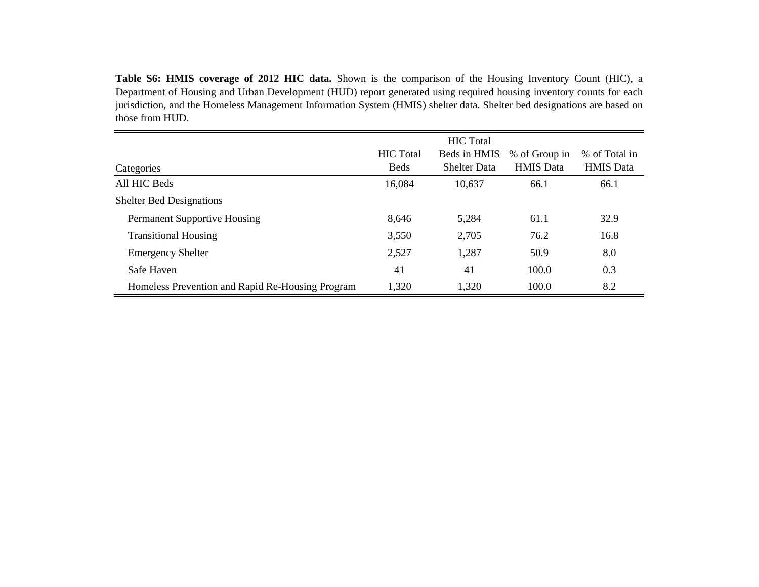**Table S6: HMIS coverage of 2012 HIC data.** Shown is the comparison of the Housing Inventory Count (HIC), a Department of Housing and Urban Development (HUD) report generated using required housing inventory counts for each jurisdiction, and the Homeless Management Information System (HMIS) shelter data. Shelter bed designations are based on those from HUD.

| Categories | HIC Total Beds | HIC Total Beds in HMIS Shelter Data | % of Group in HMIS Data | % of Total in HMIS Data |
|---|---|---|---|---|
| All HIC Beds | 16,084 | 10,637 | 66.1 | 66.1 |
| Shelter Bed Designations | | | | |
| Permanent Supportive Housing | 8,646 | 5,284 | 61.1 | 32.9 |
| Transitional Housing | 3,550 | 2,705 | 76.2 | 16.8 |
| Emergency Shelter | 2,527 | 1,287 | 50.9 | 8.0 |
| Safe Haven | 41 | 41 | 100.0 | 0.3 |
| Homeless Prevention and Rapid Re-Housing Program | 1,320 | 1,320 | 100.0 | 8.2 |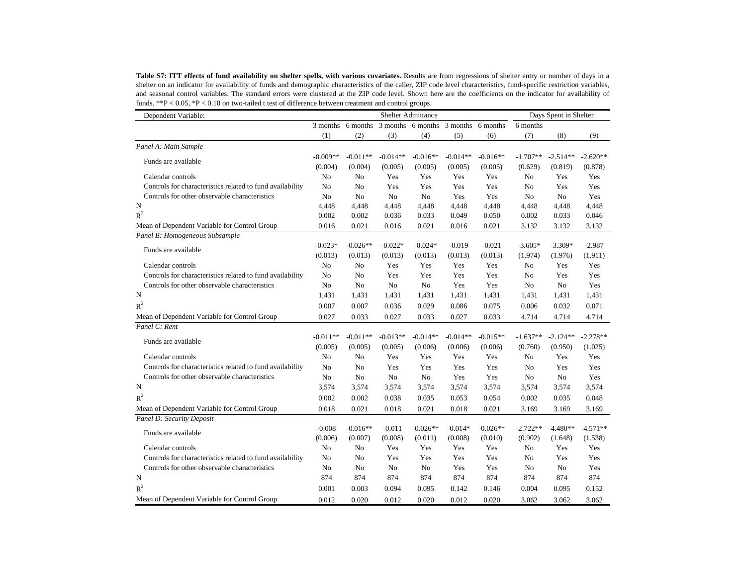**Table S7: ITT effects of fund availability on shelter spells, with various covariates.** Results are from regressions of shelter entry or number of days in a shelter on an indicator for availability of funds and demographic characteristics of the caller, ZIP code level characteristics, fund-specific restriction variables, and seasonal control variables. The standard errors were clustered at the ZIP code level. Shown here are the coefficients on the indicator for availability of funds. **P < 0.05, *P < 0.10 on two-tailed t test of difference between treatment and control groups.

| Dependent Variable: | Shelter Admittance | | | | | | Days Spent in Shelter | | |
|---|---|---|---|---|---|---|---|---|---|
| | 3 months | 6 months | 3 months | 6 months | 3 months | 6 months | 6 months | | |
| | (1) | (2) | (3) | (4) | (5) | (6) | (7) | (8) | (9) |
| *Panel A: Main Sample* | | | | | | | | | |
| Funds are available | -0.009** | -0.011** | -0.014** | -0.016** | -0.014** | -0.016** | -1.707** | -2.514** | -2.620** |
| | (0.004) | (0.004) | (0.005) | (0.005) | (0.005) | (0.005) | (0.629) | (0.819) | (0.878) |
| Calendar controls | No | No | Yes | Yes | Yes | Yes | No | Yes | Yes |
| Controls for characteristics related to fund availability | No | No | Yes | Yes | Yes | Yes | No | Yes | Yes |
| Controls for other observable characteristics | No | No | No | No | Yes | Yes | No | No | Yes |
| N | 4,448 | 4,448 | 4,448 | 4,448 | 4,448 | 4,448 | 4,448 | 4,448 | 4,448 |
| $R^2$ | 0.002 | 0.002 | 0.036 | 0.033 | 0.049 | 0.050 | 0.002 | 0.033 | 0.046 |
| Mean of Dependent Variable for Control Group | 0.016 | 0.021 | 0.016 | 0.021 | 0.016 | 0.021 | 3.132 | 3.132 | 3.132 |
| *Panel B: Homogeneous Subsample* | | | | | | | | | |
| Funds are available | -0.023* | -0.026** | -0.022* | -0.024* | -0.019 | -0.021 | -3.605* | -3.309* | -2.987 |
| | (0.013) | (0.013) | (0.013) | (0.013) | (0.013) | (0.013) | (1.974) | (1.976) | (1.911) |
| Calendar controls | No | No | Yes | Yes | Yes | Yes | No | Yes | Yes |
| Controls for characteristics related to fund availability | No | No | Yes | Yes | Yes | Yes | No | Yes | Yes |
| Controls for other observable characteristics | No | No | No | No | Yes | Yes | No | No | Yes |
| N | 1,431 | 1,431 | 1,431 | 1,431 | 1,431 | 1,431 | 1,431 | 1,431 | 1,431 |
| $R^2$ | 0.007 | 0.007 | 0.036 | 0.029 | 0.086 | 0.075 | 0.006 | 0.032 | 0.071 |
| Mean of Dependent Variable for Control Group | 0.027 | 0.033 | 0.027 | 0.033 | 0.027 | 0.033 | 4.714 | 4.714 | 4.714 |
| *Panel C: Rent* | | | | | | | | | |
| Funds are available | -0.011** | -0.011** | -0.013** | -0.014** | -0.014** | -0.015** | -1.637** | -2.124** | -2.278** |
| | (0.005) | (0.005) | (0.005) | (0.006) | (0.006) | (0.006) | (0.760) | (0.950) | (1.025) |
| Calendar controls | No | No | Yes | Yes | Yes | Yes | No | Yes | Yes |
| Controls for characteristics related to fund availability | No | No | Yes | Yes | Yes | Yes | No | Yes | Yes |
| Controls for other observable characteristics | No | No | No | No | Yes | Yes | No | No | Yes |
| N | 3,574 | 3,574 | 3,574 | 3,574 | 3,574 | 3,574 | 3,574 | 3,574 | 3,574 |
| $R^2$ | 0.002 | 0.002 | 0.038 | 0.035 | 0.053 | 0.054 | 0.002 | 0.035 | 0.048 |
| Mean of Dependent Variable for Control Group | 0.018 | 0.021 | 0.018 | 0.021 | 0.018 | 0.021 | 3.169 | 3.169 | 3.169 |
| *Panel D: Security Deposit* | | | | | | | | | |
| Funds are available | -0.008 | -0.016** | -0.011 | -0.026** | -0.014* | -0.026** | -2.722** | -4.480** | -4.571** |
| | (0.006) | (0.007) | (0.008) | (0.011) | (0.008) | (0.010) | (0.902) | (1.648) | (1.538) |
| Calendar controls | No | No | Yes | Yes | Yes | Yes | No | Yes | Yes |
| Controls for characteristics related to fund availability | No | No | Yes | Yes | Yes | Yes | No | Yes | Yes |
| Controls for other observable characteristics | No | No | No | No | Yes | Yes | No | No | Yes |
| N | 874 | 874 | 874 | 874 | 874 | 874 | 874 | 874 | 874 |
| $R^2$ | 0.001 | 0.003 | 0.094 | 0.095 | 0.142 | 0.146 | 0.004 | 0.095 | 0.152 |
| Mean of Dependent Variable for Control Group | 0.012 | 0.020 | 0.012 | 0.020 | 0.012 | 0.020 | 3.062 | 3.062 | 3.062 |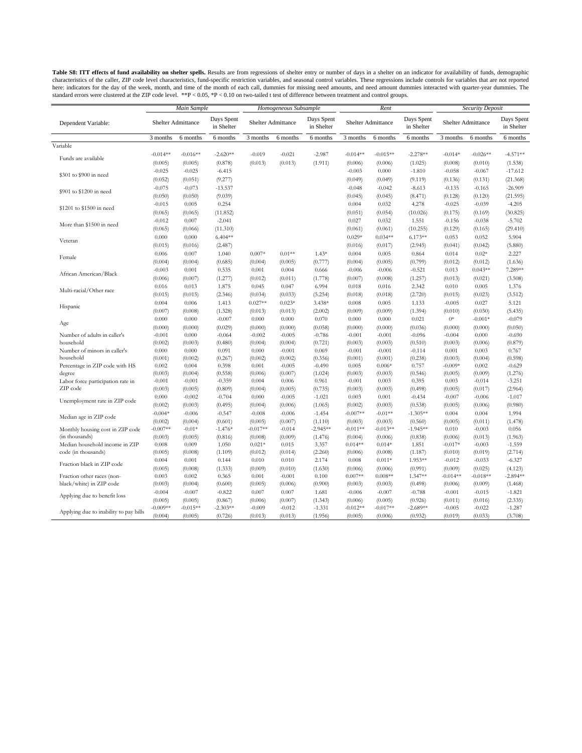**Table S8: ITT effects of fund availability on shelter spells.** Results are from regressions of shelter entry or number of days in a shelter on an indicator for availability of funds, demographic characteristics of the caller, ZIP code level characteristics, fund-specific restriction variables, and seasonal control variables. These regressions include controls for variables that are not reported here: indicators for the day of the week, month, and time of the month of each call, dummies for missing need amounts, and need amount dummies interacted with quarter-year dummies. The standard errors were clustered at the ZIP code level. **P < 0.05, *P < 0.10 on two-tailed t test of difference between treatment and control groups.

| | *Main Sample* | | | *Homogeneous Subsample* | | | *Rent* | | | *Security Deposit* | | |
|---|---|---|---|---|---|---|---|---|---|---|---|---|
| Dependent Variable: | Shelter Admittance | | Days Spent in Shelter | Shelter Admittance | | Days Spent in Shelter | Shelter Admittance | | Days Spent in Shelter | Shelter Admittance | | Days Spent in Shelter |
| | 3 months | 6 months | 6 months | 3 months | 6 months | 6 months | 3 months | 6 months | 6 months | 3 months | 6 months | 6 months |
| Variable | | | | | | | | | | | | |
| Funds are available | -0.014** | -0.016** | -2.620** | -0.019 | -0.021 | -2.987 | -0.014** | -0.015** | -2.278** | -0.014* | -0.026** | -4.571** |
| | (0.005) | (0.005) | (0.878) | (0.013) | (0.013) | (1.911) | (0.006) | (0.006) | (1.025) | (0.008) | (0.010) | (1.538) |
| \$301 to \$900 in need | -0.025 | -0.025 | -6.415 | | | | -0.003 | 0.000 | -1.810 | -0.058 | -0.067 | -17.612 |
| | (0.052) | (0.051) | (9.277) | | | | (0.049) | (0.049) | (9.119) | (0.136) | (0.131) | (21.368) |
| \$901 to \$1200 in need | -0.075 | -0.073 | -13.537 | | | | -0.048 | -0.042 | -8.613 | -0.135 | -0.165 | -26.909 |
| | (0.050) | (0.050) | (9.039) | | | | (0.045) | (0.045) | (8.471) | (0.128) | (0.120) | (21.595) |
| \$1201 to \$1500 in need | -0.015 | 0.005 | 0.254 | | | | 0.004 | 0.032 | 4.278 | -0.025 | -0.039 | -4.205 |
| | (0.065) | (0.065) | (11.852) | | | | (0.051) | (0.054) | (10.026) | (0.175) | (0.169) | (30.825) |
| More than \$1500 in need | -0.012 | 0.007 | -2.041 | | | | 0.027 | 0.032 | 1.551 | -0.156 | -0.038 | -5.702 |
| | (0.065) | (0.066) | (11.310) | | | | (0.061) | (0.061) | (10.255) | (0.129) | (0.165) | (29.410) |
| Veteran | 0.000 | 0.000 | 6.404** | | | | 0.029* | 0.034** | 6.173** | 0.053 | 0.052 | 5.904 |
| | (0.015) | (0.016) | (2.487) | | | | (0.016) | (0.017) | (2.945) | (0.041) | (0.042) | (5.880) |
| Female | 0.006 | 0.007 | 1.040 | 0.007* | 0.01** | 1.43* | 0.004 | 0.005 | 0.864 | 0.014 | 0.02* | 2.227 |
| | (0.004) | (0.004) | (0.685) | (0.004) | (0.005) | (0.777) | (0.004) | (0.005) | (0.799) | (0.012) | (0.012) | (1.636) |
| African American/Black | -0.003 | 0.001 | 0.535 | 0.001 | 0.004 | 0.666 | -0.006 | -0.006 | -0.521 | 0.013 | 0.043** | 7.289** |
| | (0.006) | (0.007) | (1.277) | (0.012) | (0.011) | (1.778) | (0.007) | (0.008) | (1.257) | (0.013) | (0.021) | (3.508) |
| Multi-racial/Other race | 0.016 | 0.013 | 1.875 | 0.045 | 0.047 | 6.994 | 0.018 | 0.016 | 2.342 | 0.010 | 0.005 | 1.376 |
| | (0.015) | (0.015) | (2.346) | (0.034) | (0.033) | (5.254) | (0.018) | (0.018) | (2.720) | (0.015) | (0.023) | (3.512) |
| Hispanic | 0.004 | 0.006 | 1.413 | 0.027** | 0.023* | 3.438* | 0.008 | 0.005 | 1.133 | -0.005 | 0.027 | 5.121 |
| | (0.007) | (0.008) | (1.328) | (0.013) | (0.013) | (2.002) | (0.009) | (0.009) | (1.394) | (0.010) | (0.030) | (5.435) |
| Age | 0.000 | 0.000 | -0.007 | 0.000 | 0.000 | 0.070 | 0.000 | 0.000 | 0.021 | 0* | -0.001* | -0.079 |
| | (0.000) | (0.000) | (0.029) | (0.000) | (0.000) | (0.058) | (0.000) | (0.000) | (0.036) | (0.000) | (0.000) | (0.050) |
| Number of adults in caller's household | -0.001 | 0.000 | -0.064 | -0.002 | -0.005 | -0.786 | -0.001 | -0.001 | -0.096 | -0.004 | 0.000 | -0.690 |
| | (0.002) | (0.003) | (0.480) | (0.004) | (0.004) | (0.721) | (0.003) | (0.003) | (0.510) | (0.003) | (0.006) | (0.879) |
| Number of minors in caller's household | 0.000 | 0.000 | 0.091 | 0.000 | -0.001 | 0.069 | -0.001 | -0.001 | -0.114 | 0.001 | 0.003 | 0.767 |
| | (0.001) | (0.002) | (0.267) | (0.002) | (0.002) | (0.356) | (0.001) | (0.001) | (0.238) | (0.003) | (0.004) | (0.598) |
| Percentage in ZIP code with HS degree | 0.002 | 0.004 | 0.398 | 0.001 | -0.005 | -0.490 | 0.005 | 0.006* | 0.757 | -0.009* | 0.002 | -0.629 |
| | (0.003) | (0.004) | (0.558) | (0.006) | (0.007) | (1.024) | (0.003) | (0.003) | (0.546) | (0.005) | (0.009) | (1.276) |
| Labor force participation rate in ZIP code | -0.001 | -0.001 | -0.359 | 0.004 | 0.006 | 0.961 | -0.001 | 0.003 | 0.395 | 0.003 | -0.014 | -3.251 |
| | (0.003) | (0.005) | (0.809) | (0.004) | (0.005) | (0.735) | (0.003) | (0.003) | (0.498) | (0.005) | (0.017) | (2.964) |
| Unemployment rate in ZIP code | 0.000 | -0.002 | -0.704 | 0.000 | -0.005 | -1.021 | 0.003 | 0.001 | -0.434 | -0.007 | -0.006 | -1.017 |
| | (0.002) | (0.003) | (0.495) | (0.004) | (0.006) | (1.065) | (0.002) | (0.003) | (0.538) | (0.005) | (0.006) | (0.980) |
| Median age in ZIP code | -0.004* | -0.006 | -0.547 | -0.008 | -0.006 | -1.454 | -0.007** | -0.01** | -1.305** | 0.004 | 0.004 | 1.994 |
| | (0.002) | (0.004) | (0.601) | (0.005) | (0.007) | (1.110) | (0.003) | (0.003) | (0.560) | (0.005) | (0.011) | (1.478) |
| Monthly housing cost in ZIP code (in thousands) | -0.007** | -0.01* | -1.476* | -0.017** | -0.014 | -2.945** | -0.011** | -0.013** | -1.945** | 0.010 | -0.003 | 0.056 |
| | (0.003) | (0.005) | (0.816) | (0.008) | (0.009) | (1.476) | (0.004) | (0.006) | (0.838) | (0.006) | (0.013) | (1.963) |
| Median household income in ZIP code (in thousands) | 0.008 | 0.009 | 1.050 | 0.021* | 0.015 | 3.357 | 0.014** | 0.014* | 1.851 | -0.017* | -0.003 | -1.559 |
| | (0.005) | (0.008) | (1.109) | (0.012) | (0.014) | (2.260) | (0.006) | (0.008) | (1.187) | (0.010) | (0.019) | (2.714) |
| Fraction black in ZIP code | 0.004 | 0.001 | 0.144 | 0.010 | 0.010 | 2.174 | 0.008 | 0.011* | 1.953** | -0.012 | -0.033 | -6.327 |
| | (0.005) | (0.008) | (1.333) | (0.009) | (0.010) | (1.630) | (0.006) | (0.006) | (0.991) | (0.009) | (0.025) | (4.123) |
| Fraction other races (non-black/white) in ZIP code | 0.003 | 0.002 | 0.365 | 0.001 | -0.001 | 0.100 | 0.007** | 0.008** | 1.347** | -0.014** | -0.018** | -2.894** |
| | (0.003) | (0.004) | (0.600) | (0.005) | (0.006) | (0.900) | (0.003) | (0.003) | (0.498) | (0.006) | (0.009) | (1.468) |
| Applying due to benefit loss | -0.004 | -0.007 | -0.822 | 0.007 | 0.007 | 1.681 | -0.006 | -0.007 | -0.788 | -0.001 | -0.015 | -1.821 |
| | (0.005) | (0.005) | (0.867) | (0.006) | (0.007) | (1.343) | (0.006) | (0.005) | (0.926) | (0.011) | (0.016) | (2.335) |
| Applying due to inability to pay bills | -0.009** | -0.015** | -2.303** | -0.009 | -0.012 | -1.331 | -0.012** | -0.017** | -2.689** | -0.005 | -0.022 | -1.287 |
| | (0.004) | (0.005) | (0.726) | (0.013) | (0.013) | (1.956) | (0.005) | (0.006) | (0.932) | (0.019) | (0.033) | (3.708) |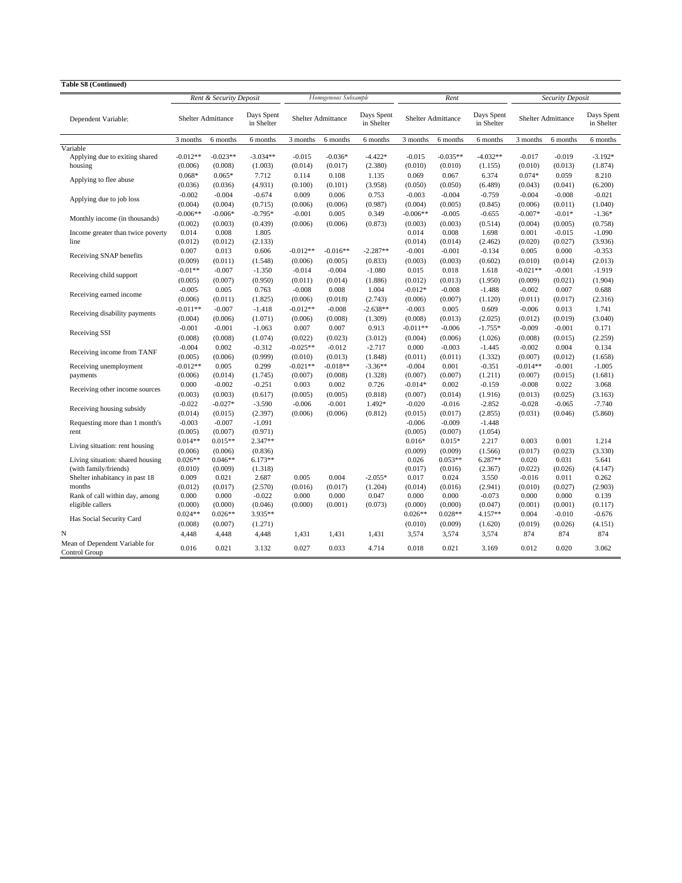**Table S8 (Continued)**

| | *Rent & Security Deposit* | | | *Homogeneous Subsample* | | | *Rent* | | | *Security Deposit* | | |
|---|---|---|---|---|---|---|---|---|---|---|---|---|
| Dependent Variable: | Shelter Admittance | | Days Spent in Shelter | Shelter Admittance | | Days Spent in Shelter | Shelter Admittance | | Days Spent in Shelter | Shelter Admittance | | Days Spent in Shelter |
| | 3 months | 6 months | 6 months | 3 months | 6 months | 6 months | 3 months | 6 months | 6 months | 3 months | 6 months | 6 months |
| Variable | | | | | | | | | | | | |
| Applying due to exiting shared housing | -0.012** | -0.023** | -3.034** | -0.015 | -0.036* | -4.422* | -0.015 | -0.035** | -4.032** | -0.017 | -0.019 | -3.192* |
| | (0.006) | (0.008) | (1.003) | (0.014) | (0.017) | (2.380) | (0.010) | (0.010) | (1.155) | (0.010) | (0.013) | (1.874) |
| Applying to flee abuse | 0.068* | 0.065* | 7.712 | 0.114 | 0.108 | 1.135 | 0.069 | 0.067 | 6.374 | 0.074* | 0.059 | 8.210 |
| | (0.036) | (0.036) | (4.931) | (0.100) | (0.101) | (3.958) | (0.050) | (0.050) | (6.489) | (0.043) | (0.041) | (6.200) |
| Applying due to job loss | -0.002 | -0.004 | -0.674 | 0.009 | 0.006 | 0.753 | -0.003 | -0.004 | -0.759 | -0.004 | -0.008 | -0.021 |
| | (0.004) | (0.004) | (0.715) | (0.006) | (0.006) | (0.987) | (0.004) | (0.005) | (0.845) | (0.006) | (0.011) | (1.040) |
| Monthly income (in thousands) | -0.006** | -0.006* | -0.795* | -0.001 | 0.005 | 0.349 | -0.006** | -0.005 | -0.655 | -0.007* | -0.01* | -1.36* |
| | (0.002) | (0.003) | (0.439) | (0.006) | (0.006) | (0.873) | (0.003) | (0.003) | (0.514) | (0.004) | (0.005) | (0.758) |
| Income greater than twice poverty line | 0.014 | 0.008 | 1.805 | | | | 0.014 | 0.008 | 1.698 | 0.001 | -0.015 | -1.090 |
| | (0.012) | (0.012) | (2.133) | | | | (0.014) | (0.014) | (2.462) | (0.020) | (0.027) | (3.936) |
| Receiving SNAP benefits | 0.007 | 0.013 | 0.606 | -0.012** | -0.016** | -2.287** | -0.001 | -0.001 | -0.134 | 0.005 | 0.000 | -0.353 |
| | (0.009) | (0.011) | (1.548) | (0.006) | (0.005) | (0.833) | (0.003) | (0.003) | (0.602) | (0.010) | (0.014) | (2.013) |
| Receiving child support | -0.01** | -0.007 | -1.350 | -0.014 | -0.004 | -1.080 | 0.015 | 0.018 | 1.618 | -0.021** | -0.001 | -1.919 |
| | (0.005) | (0.007) | (0.950) | (0.011) | (0.014) | (1.886) | (0.012) | (0.013) | (1.950) | (0.009) | (0.021) | (1.904) |
| Receiving earned income | -0.005 | 0.005 | 0.763 | -0.008 | 0.008 | 1.004 | -0.012* | -0.008 | -1.488 | -0.002 | 0.007 | 0.688 |
| | (0.006) | (0.011) | (1.825) | (0.006) | (0.018) | (2.743) | (0.006) | (0.007) | (1.120) | (0.011) | (0.017) | (2.316) |
| Receiving disability payments | -0.011** | -0.007 | -1.418 | -0.012** | -0.008 | -2.638** | -0.003 | 0.005 | 0.609 | -0.006 | 0.013 | 1.741 |
| | (0.004) | (0.006) | (1.071) | (0.006) | (0.008) | (1.309) | (0.008) | (0.013) | (2.025) | (0.012) | (0.019) | (3.040) |
| Receiving SSI | -0.001 | -0.001 | -1.063 | 0.007 | 0.007 | 0.913 | -0.011** | -0.006 | -1.755* | -0.009 | -0.001 | 0.171 |
| | (0.008) | (0.008) | (1.074) | (0.022) | (0.023) | (3.012) | (0.004) | (0.006) | (1.026) | (0.008) | (0.015) | (2.259) |
| Receiving income from TANF | -0.004 | 0.002 | -0.312 | -0.025** | -0.012 | -2.717 | 0.000 | -0.003 | -1.445 | -0.002 | 0.004 | 0.134 |
| | (0.005) | (0.006) | (0.999) | (0.010) | (0.013) | (1.848) | (0.011) | (0.011) | (1.332) | (0.007) | (0.012) | (1.658) |
| Receiving unemployment payments | -0.012** | 0.005 | 0.299 | -0.021** | -0.018** | -3.36** | -0.004 | 0.001 | -0.351 | -0.014** | -0.001 | -1.005 |
| | (0.006) | (0.014) | (1.745) | (0.007) | (0.008) | (1.328) | (0.007) | (0.007) | (1.211) | (0.007) | (0.015) | (1.681) |
| Receiving other income sources | 0.000 | -0.002 | -0.251 | 0.003 | 0.002 | 0.726 | -0.014* | 0.002 | -0.159 | -0.008 | 0.022 | 3.068 |
| | (0.003) | (0.003) | (0.617) | (0.005) | (0.005) | (0.818) | (0.007) | (0.014) | (1.916) | (0.013) | (0.025) | (3.163) |
| Receiving housing subsidy | -0.022 | -0.027* | -3.590 | -0.006 | -0.001 | 1.492* | -0.020 | -0.016 | -2.852 | -0.028 | -0.065 | -7.740 |
| | (0.014) | (0.015) | (2.397) | (0.006) | (0.006) | (0.812) | (0.015) | (0.017) | (2.855) | (0.031) | (0.046) | (5.860) |
| Requesting more than 1 month's rent | -0.003 | -0.007 | -1.091 | | | | -0.006 | -0.009 | -1.448 | | | |
| | (0.005) | (0.007) | (0.971) | | | | (0.005) | (0.007) | (1.054) | | | |
| Living situation: rent housing | 0.014** | 0.015** | 2.347** | | | | 0.016* | 0.015* | 2.217 | 0.003 | 0.001 | 1.214 |
| | (0.006) | (0.006) | (0.836) | | | | (0.009) | (0.009) | (1.566) | (0.017) | (0.023) | (3.330) |
| Living situation: shared housing (with family/friends) | 0.026** | 0.046** | 6.173** | | | | 0.026 | 0.053** | 6.287** | 0.020 | 0.031 | 5.641 |
| | (0.010) | (0.009) | (1.318) | | | | (0.017) | (0.016) | (2.367) | (0.022) | (0.026) | (4.147) |
| Shelter inhabitancy in past 18 months | 0.009 | 0.021 | 2.687 | 0.005 | 0.004 | -2.055* | 0.017 | 0.024 | 3.550 | -0.016 | 0.011 | 0.262 |
| | (0.012) | (0.017) | (2.570) | (0.016) | (0.017) | (1.204) | (0.014) | (0.016) | (2.941) | (0.010) | (0.027) | (2.903) |
| Rank of call within day, among eligible callers | 0.000 | 0.000 | -0.022 | 0.000 | 0.000 | 0.047 | 0.000 | 0.000 | -0.073 | 0.000 | 0.000 | 0.139 |
| | (0.000) | (0.000) | (0.046) | (0.000) | (0.001) | (0.073) | (0.000) | (0.000) | (0.047) | (0.001) | (0.001) | (0.117) |
| Has Social Security Card | 0.024** | 0.026** | 3.935** | | | | 0.026** | 0.028** | 4.157** | 0.004 | -0.010 | -0.676 |
| | (0.008) | (0.007) | (1.271) | | | | (0.010) | (0.009) | (1.620) | (0.019) | (0.026) | (4.151) |
| N | 4,448 | 4,448 | 4,448 | 1,431 | 1,431 | 1,431 | 3,574 | 3,574 | 3,574 | 874 | 874 | 874 |
| Mean of Dependent Variable for Control Group | 0.016 | 0.021 | 3.132 | 0.027 | 0.033 | 4.714 | 0.018 | 0.021 | 3.169 | 0.012 | 0.020 | 3.062 |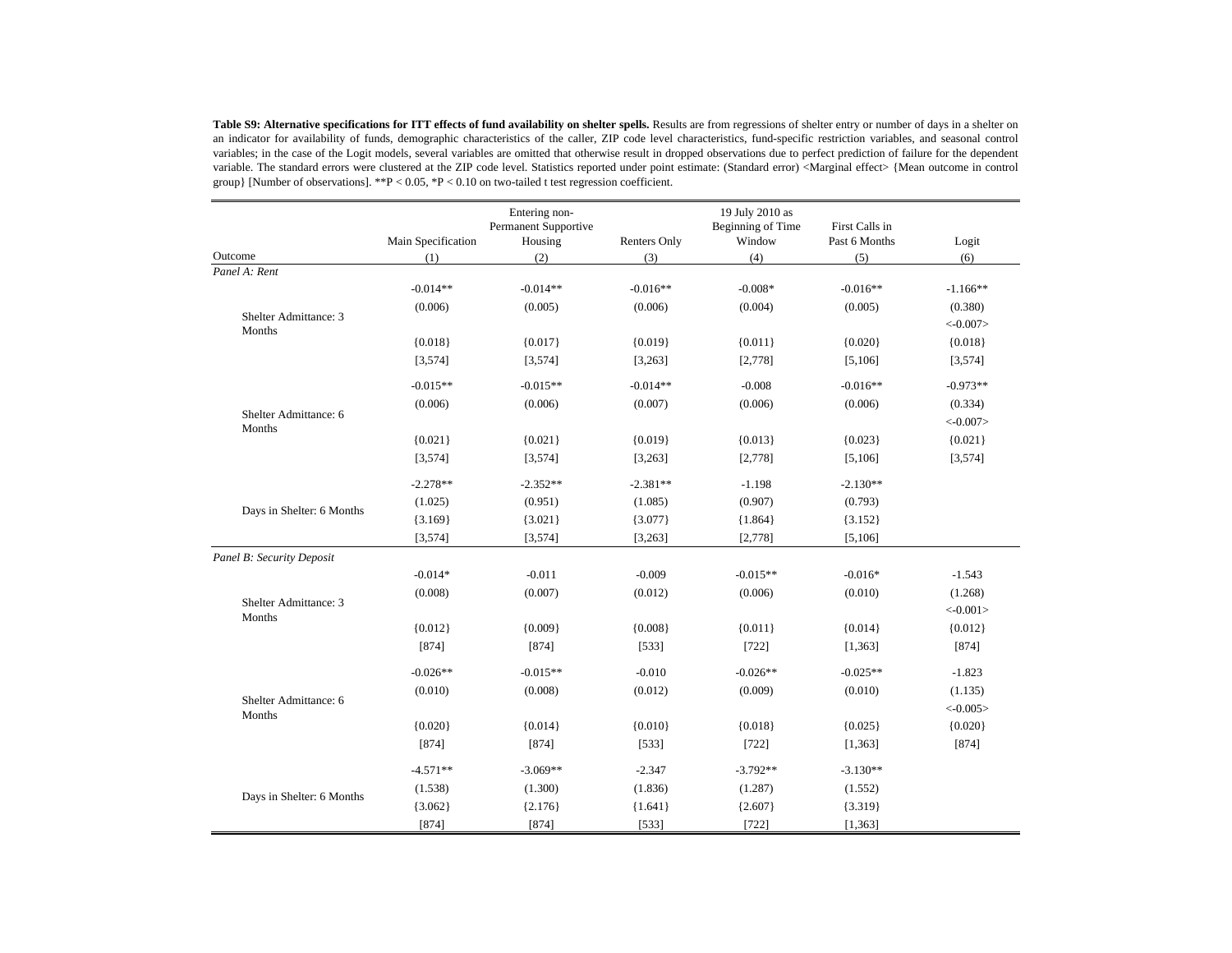**Table S9: Alternative specifications for ITT effects of fund availability on shelter spells.** Results are from regressions of shelter entry or number of days in a shelter on an indicator for availability of funds, demographic characteristics of the caller, ZIP code level characteristics, fund-specific restriction variables, and seasonal control variables; in the case of the Logit models, several variables are omitted that otherwise result in dropped observations due to perfect prediction of failure for the dependent variable. The standard errors were clustered at the ZIP code level. Statistics reported under point estimate: (Standard error) <Marginal effect> {Mean outcome in control group} [Number of observations]. **P < 0.05, *P < 0.10 on two-tailed t test regression coefficient.

| Outcome | Main Specification (1) | Entering non-Permanent Supportive Housing (2) | Renters Only (3) | 19 July 2010 as Beginning of Time Window (4) | First Calls in Past 6 Months (5) | Logit (6) |
|---|---|---|---|---|---|---|
| *Panel A: Rent* | | | | | | |
| Shelter Admittance: 3 Months | -0.014** | -0.014** | -0.016** | -0.008* | -0.016** | -1.166** |
| | (0.006) | (0.005) | (0.006) | (0.004) | (0.005) | (0.380) |
| | | | | | | <-0.007> |
| | {0.018} | {0.017} | {0.019} | {0.011} | {0.020} | {0.018} |
| | [3,574] | [3,574] | [3,263] | [2,778] | [5,106] | [3,574] |
| Shelter Admittance: 6 Months | -0.015** | -0.015** | -0.014** | -0.008 | -0.016** | -0.973** |
| | (0.006) | (0.006) | (0.007) | (0.006) | (0.006) | (0.334) |
| | | | | | | <-0.007> |
| | {0.021} | {0.021} | {0.019} | {0.013} | {0.023} | {0.021} |
| | [3,574] | [3,574] | [3,263] | [2,778] | [5,106] | [3,574] |
| Days in Shelter: 6 Months | -2.278** | -2.352** | -2.381** | -1.198 | -2.130** | |
| | (1.025) | (0.951) | (1.085) | (0.907) | (0.793) | |
| | {3.169} | {3.021} | {3.077} | {1.864} | {3.152} | |
| | [3,574] | [3,574] | [3,263] | [2,778] | [5,106] | |
| *Panel B: Security Deposit* | | | | | | |
| Shelter Admittance: 3 Months | -0.014* | -0.011 | -0.009 | -0.015** | -0.016* | -1.543 |
| | (0.008) | (0.007) | (0.012) | (0.006) | (0.010) | (1.268) |
| | | | | | | <-0.001> |
| | {0.012} | {0.009} | {0.008} | {0.011} | {0.014} | {0.012} |
| | [874] | [874] | [533] | [722] | [1,363] | [874] |
| Shelter Admittance: 6 Months | -0.026** | -0.015** | -0.010 | -0.026** | -0.025** | -1.823 |
| | (0.010) | (0.008) | (0.012) | (0.009) | (0.010) | (1.135) |
| | | | | | | <-0.005> |
| | {0.020} | {0.014} | {0.010} | {0.018} | {0.025} | {0.020} |
| | [874] | [874] | [533] | [722] | [1,363] | [874] |
| Days in Shelter: 6 Months | -4.571** | -3.069** | -2.347 | -3.792** | -3.130** | |
| | (1.538) | (1.300) | (1.836) | (1.287) | (1.552) | |
| | {3.062} | {2.176} | {1.641} | {2.607} | {3.319} | |
| | [874] | [874] | [533] | [722] | [1,363] | |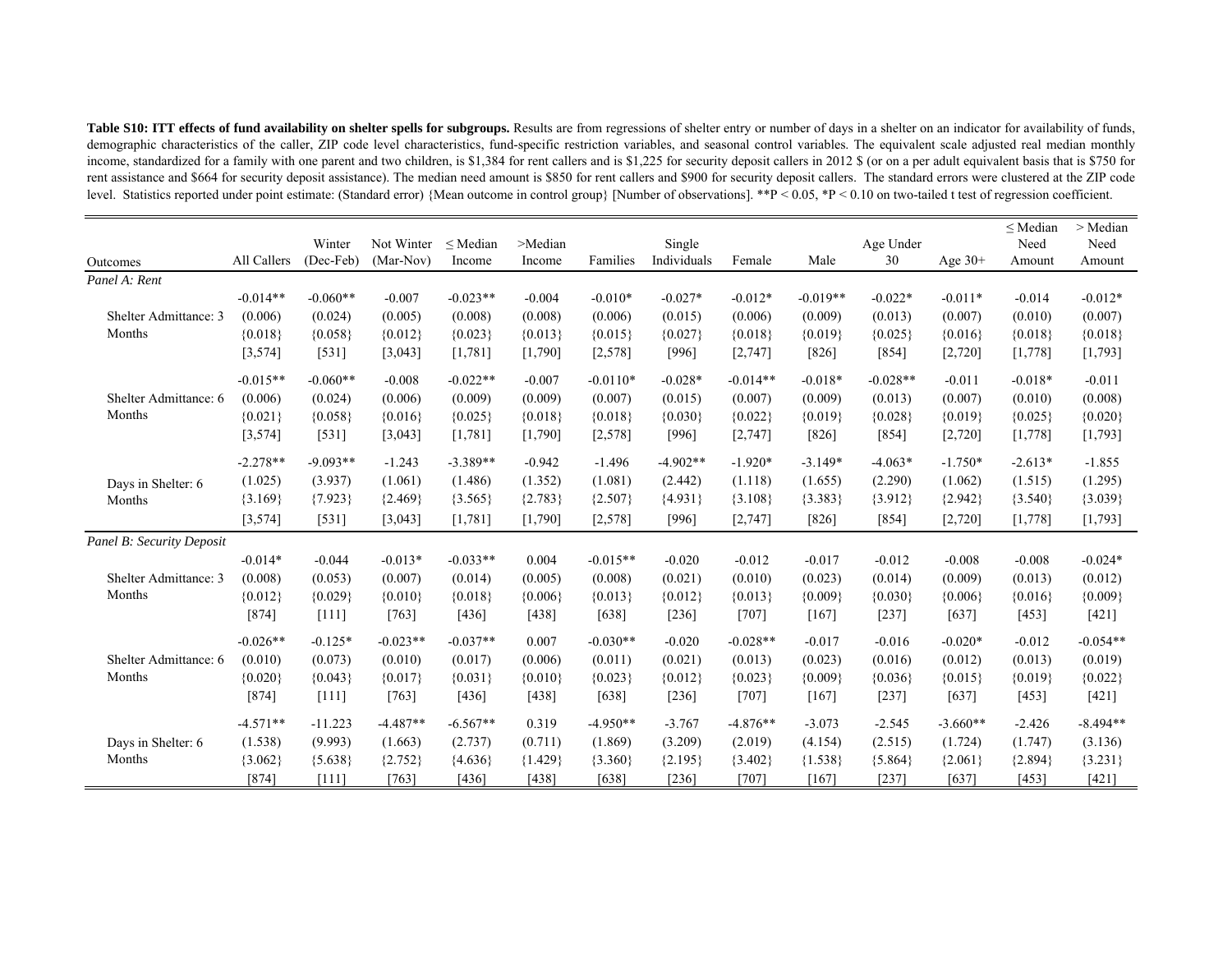**Table S10: ITT effects of fund availability on shelter spells for subgroups.** Results are from regressions of shelter entry or number of days in a shelter on an indicator for availability of funds, demographic characteristics of the caller, ZIP code level characteristics, fund-specific restriction variables, and seasonal control variables. The equivalent scale adjusted real median monthly income, standardized for a family with one parent and two children, is $1,384 for rent callers and is $1,225 for security deposit callers in 2012 $ (or on a per adult equivalent basis that is $750 for rent assistance and $664 for security deposit assistance). The median need amount is $850 for rent callers and $900 for security deposit callers. The standard errors were clustered at the ZIP code level. Statistics reported under point estimate: (Standard error) {Mean outcome in control group} [Number of observations]. **P < 0.05, *P < 0.10 on two-tailed t test of regression coefficient.

| Outcomes | All Callers | Winter (Dec-Feb) | Not Winter (Mar-Nov) | ≤ Median Income | >Median Income | Families | Single Individuals | Female | Male | Age Under 30 | Age 30+ | ≤ Median Need Amount | > Median Need Amount |
|---|---|---|---|---|---|---|---|---|---|---|---|---|---|
| *Panel A: Rent* | | | | | | | | | | | | | |
| Shelter Admittance: 3 Months | -0.014** | -0.060** | -0.007 | -0.023** | -0.004 | -0.010* | -0.027* | -0.012* | -0.019** | -0.022* | -0.011* | -0.014 | -0.012* |
| | (0.006) | (0.024) | (0.005) | (0.008) | (0.008) | (0.006) | (0.015) | (0.006) | (0.009) | (0.013) | (0.007) | (0.010) | (0.007) |
| | {0.018} | {0.058} | {0.012} | {0.023} | {0.013} | {0.015} | {0.027} | {0.018} | {0.019} | {0.025} | {0.016} | {0.018} | {0.018} |
| | [3,574] | [531] | [3,043] | [1,781] | [1,790] | [2,578] | [996] | [2,747] | [826] | [854] | [2,720] | [1,778] | [1,793] |
| Shelter Admittance: 6 Months | -0.015** | -0.060** | -0.008 | -0.022** | -0.007 | -0.0110* | -0.028* | -0.014** | -0.018* | -0.028** | -0.011 | -0.018* | -0.011 |
| | (0.006) | (0.024) | (0.006) | (0.009) | (0.009) | (0.007) | (0.015) | (0.007) | (0.009) | (0.013) | (0.007) | (0.010) | (0.008) |
| | {0.021} | {0.058} | {0.016} | {0.025} | {0.018} | {0.018} | {0.030} | {0.022} | {0.019} | {0.028} | {0.019} | {0.025} | {0.020} |
| | [3,574] | [531] | [3,043] | [1,781] | [1,790] | [2,578] | [996] | [2,747] | [826] | [854] | [2,720] | [1,778] | [1,793] |
| Days in Shelter: 6 Months | -2.278** | -9.093** | -1.243 | -3.389** | -0.942 | -1.496 | -4.902** | -1.920* | -3.149* | -4.063* | -1.750* | -2.613* | -1.855 |
| | (1.025) | (3.937) | (1.061) | (1.486) | (1.352) | (1.081) | (2.442) | (1.118) | (1.655) | (2.290) | (1.062) | (1.515) | (1.295) |
| | {3.169} | {7.923} | {2.469} | {3.565} | {2.783} | {2.507} | {4.931} | {3.108} | {3.383} | {3.912} | {2.942} | {3.540} | {3.039} |
| | [3,574] | [531] | [3,043] | [1,781] | [1,790] | [2,578] | [996] | [2,747] | [826] | [854] | [2,720] | [1,778] | [1,793] |
| *Panel B: Security Deposit* | | | | | | | | | | | | | |
| Shelter Admittance: 3 Months | -0.014* | -0.044 | -0.013* | -0.033** | 0.004 | -0.015** | -0.020 | -0.012 | -0.017 | -0.012 | -0.008 | -0.008 | -0.024* |
| | (0.008) | (0.053) | (0.007) | (0.014) | (0.005) | (0.008) | (0.021) | (0.010) | (0.023) | (0.014) | (0.009) | (0.013) | (0.012) |
| | {0.012} | {0.029} | {0.010} | {0.018} | {0.006} | {0.013} | {0.012} | {0.013} | {0.009} | {0.030} | {0.006} | {0.016} | {0.009} |
| | [874] | [111] | [763] | [436] | [438] | [638] | [236] | [707] | [167] | [237] | [637] | [453] | [421] |
| Shelter Admittance: 6 Months | -0.026** | -0.125* | -0.023** | -0.037** | 0.007 | -0.030** | -0.020 | -0.028** | -0.017 | -0.016 | -0.020* | -0.012 | -0.054** |
| | (0.010) | (0.073) | (0.010) | (0.017) | (0.006) | (0.011) | (0.021) | (0.013) | (0.023) | (0.016) | (0.012) | (0.013) | (0.019) |
| | {0.020} | {0.043} | {0.017} | {0.031} | {0.010} | {0.023} | {0.012} | {0.023} | {0.009} | {0.036} | {0.015} | {0.019} | {0.022} |
| | [874] | [111] | [763] | [436] | [438] | [638] | [236] | [707] | [167] | [237] | [637] | [453] | [421] |
| Days in Shelter: 6 Months | -4.571** | -11.223 | -4.487** | -6.567** | 0.319 | -4.950** | -3.767 | -4.876** | -3.073 | -2.545 | -3.660** | -2.426 | -8.494** |
| | (1.538) | (9.993) | (1.663) | (2.737) | (0.711) | (1.869) | (3.209) | (2.019) | (4.154) | (2.515) | (1.724) | (1.747) | (3.136) |
| | {3.062} | {5.638} | {2.752} | {4.636} | {1.429} | {3.360} | {2.195} | {3.402} | {1.538} | {5.864} | {2.061} | {2.894} | {3.231} |
| | [874] | [111] | [763] | [436] | [438] | [638] | [236] | [707] | [167] | [237] | [637] | [453] | [421] |